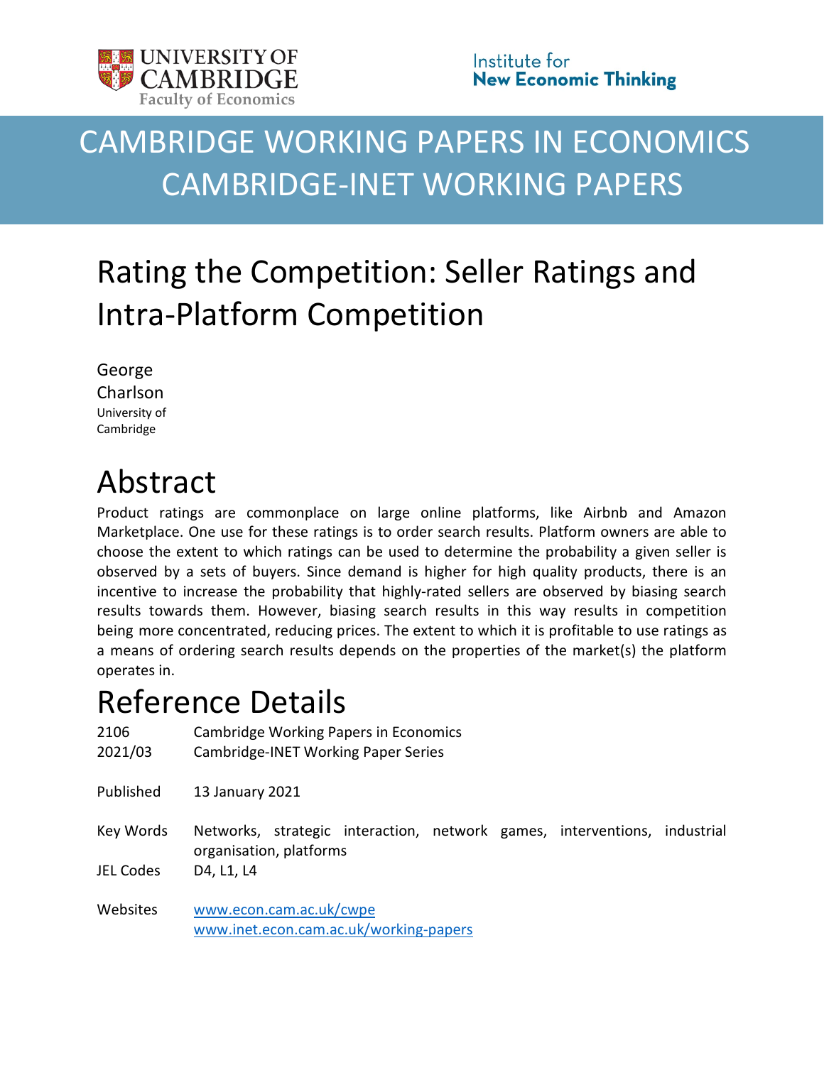UNIVERSITY OF CAMBRIDGE
Faculty of Economics

Institute for New Economic Thinking

# CAMBRIDGE WORKING PAPERS IN ECONOMICS
# CAMBRIDGE-INET WORKING PAPERS

# Rating the Competition: Seller Ratings and Intra-Platform Competition

George Charlson
University of Cambridge

# Abstract

Product ratings are commonplace on large online platforms, like Airbnb and Amazon Marketplace. One use for these ratings is to order search results. Platform owners are able to choose the extent to which ratings can be used to determine the probability a given seller is observed by a sets of buyers. Since demand is higher for high quality products, there is an incentive to increase the probability that highly-rated sellers are observed by biasing search results towards them. However, biasing search results in this way results in competition being more concentrated, reducing prices. The extent to which it is profitable to use ratings as a means of ordering search results depends on the properties of the market(s) the platform operates in.

# Reference Details

| | |
|---|---|
| 2106 | Cambridge Working Papers in Economics |
| 2021/03 | Cambridge-INET Working Paper Series |
| Published | 13 January 2021 |
| Key Words | Networks, strategic interaction, network games, interventions, industrial organisation, platforms |
| JEL Codes | D4, L1, L4 |
| Websites | www.econ.cam.ac.uk/cwpe<br>www.inet.econ.cam.ac.uk/working-papers |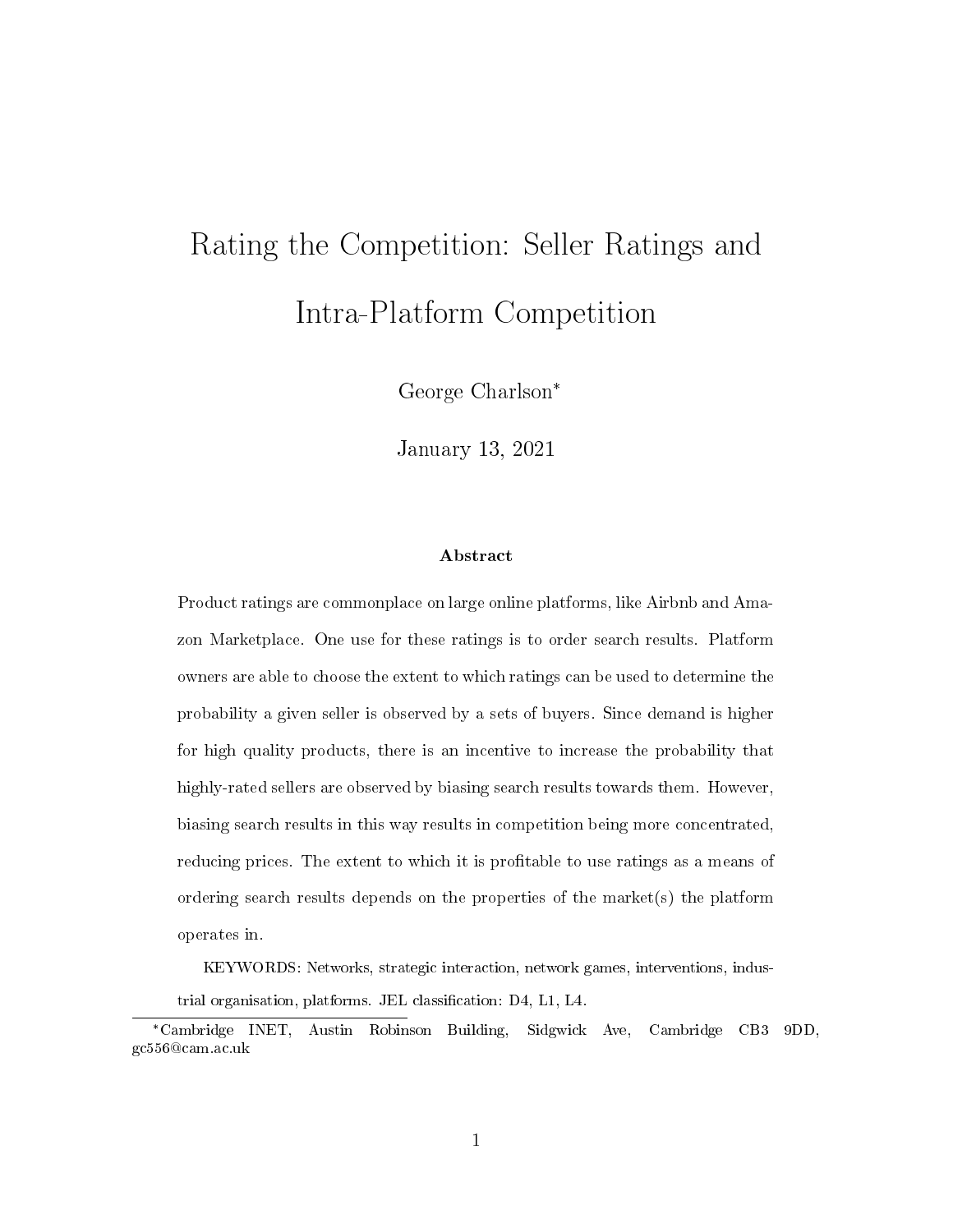# Rating the Competition: Seller Ratings and Intra-Platform Competition

George Charlson*

January 13, 2021

### Abstract

Product ratings are commonplace on large online platforms, like Airbnb and Amazon Marketplace. One use for these ratings is to order search results. Platform owners are able to choose the extent to which ratings can be used to determine the probability a given seller is observed by a sets of buyers. Since demand is higher for high quality products, there is an incentive to increase the probability that highly-rated sellers are observed by biasing search results towards them. However, biasing search results in this way results in competition being more concentrated, reducing prices. The extent to which it is profitable to use ratings as a means of ordering search results depends on the properties of the market(s) the platform operates in.

KEYWORDS: Networks, strategic interaction, network games, interventions, industrial organisation, platforms. JEL classification: D4, L1, L4.

*Cambridge INET, Austin Robinson Building, Sidgwick Ave, Cambridge CB3 9DD, gc556@cam.ac.uk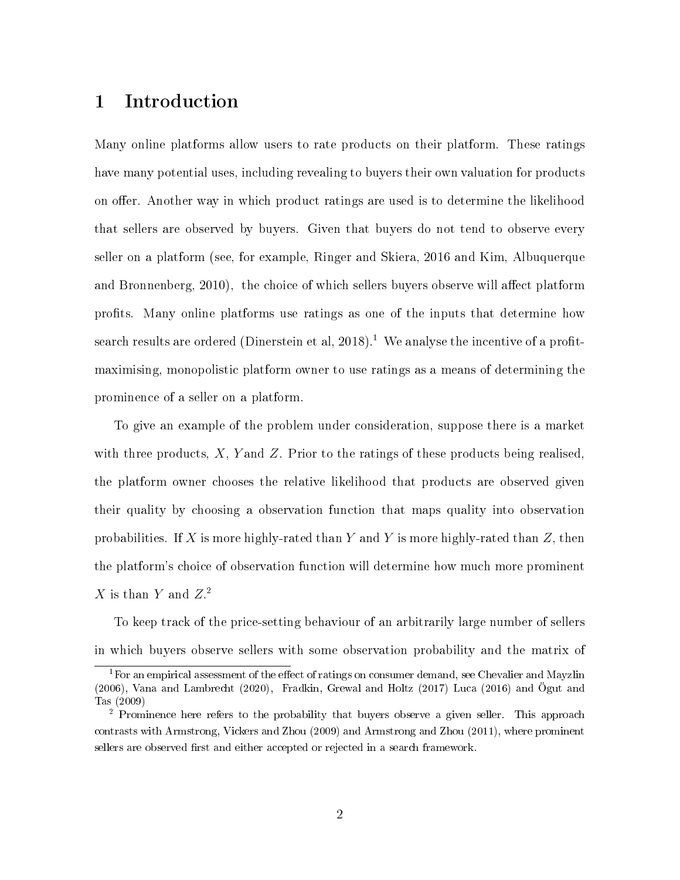# 1 Introduction

Many online platforms allow users to rate products on their platform. These ratings have many potential uses, including revealing to buyers their own valuation for products on offer. Another way in which product ratings are used is to determine the likelihood that sellers are observed by buyers. Given that buyers do not tend to observe every seller on a platform (see, for example, Ringer and Skiera, 2016 and Kim, Albuquerque and Bronnenberg, 2010), the choice of which sellers buyers observe will affect platform profits. Many online platforms use ratings as one of the inputs that determine how search results are ordered (Dinerstein et al, 2018).[1] We analyse the incentive of a profit-maximising, monopolistic platform owner to use ratings as a means of determining the prominence of a seller on a platform.

To give an example of the problem under consideration, suppose there is a market with three products, $X$, $Y$ and $Z$. Prior to the ratings of these products being realised, the platform owner chooses the relative likelihood that products are observed given their quality by choosing a observation function that maps quality into observation probabilities. If $X$ is more highly-rated than $Y$ and $Y$ is more highly-rated than $Z$, then the platform's choice of observation function will determine how much more prominent $X$ is than $Y$ and $Z$.[2]

To keep track of the price-setting behaviour of an arbitrarily large number of sellers in which buyers observe sellers with some observation probability and the matrix of

[1] For an empirical assessment of the effect of ratings on consumer demand, see Chevalier and Mayzlin (2006), Vana and Lambrecht (2020), Fradkin, Grewal and Holtz (2017) Luca (2016) and Ögut and Tas (2009)

[2] Prominence here refers to the probability that buyers observe a given seller. This approach contrasts with Armstrong, Vickers and Zhou (2009) and Armstrong and Zhou (2011), where prominent sellers are observed first and either accepted or rejected in a search framework.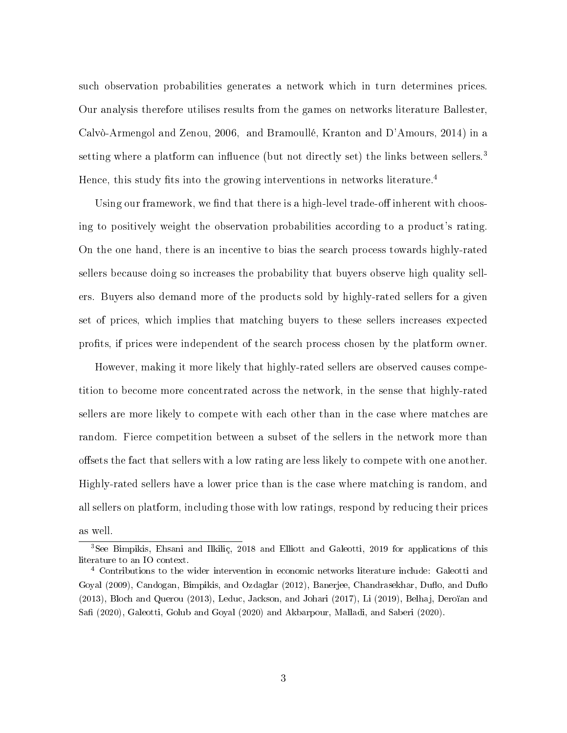such observation probabilities generates a network which in turn determines prices. Our analysis therefore utilises results from the games on networks literature Ballester, Calvò-Armengol and Zenou, 2006, and Bramoullé, Kranton and D'Amours, 2014) in a setting where a platform can influence (but not directly set) the links between sellers.[3] Hence, this study fits into the growing interventions in networks literature.[4]

Using our framework, we find that there is a high-level trade-off inherent with choosing to positively weight the observation probabilities according to a product's rating. On the one hand, there is an incentive to bias the search process towards highly-rated sellers because doing so increases the probability that buyers observe high quality sellers. Buyers also demand more of the products sold by highly-rated sellers for a given set of prices, which implies that matching buyers to these sellers increases expected profits, if prices were independent of the search process chosen by the platform owner.

However, making it more likely that highly-rated sellers are observed causes competition to become more concentrated across the network, in the sense that highly-rated sellers are more likely to compete with each other than in the case where matches are random. Fierce competition between a subset of the sellers in the network more than offsets the fact that sellers with a low rating are less likely to compete with one another. Highly-rated sellers have a lower price than is the case where matching is random, and all sellers on platform, including those with low ratings, respond by reducing their prices as well.

---

[3] See Bimpikis, Ehsani and Ilkiliç, 2018 and Elliott and Galeotti, 2019 for applications of this literature to an IO context.

[4] Contributions to the wider intervention in economic networks literature include: Galeotti and Goyal (2009), Candogan, Bimpikis, and Ozdaglar (2012), Banerjee, Chandrasekhar, Duflo, and Duflo (2013), Bloch and Querou (2013), Leduc, Jackson, and Johari (2017), Li (2019), Belhaj, Deroïan and Safi (2020), Galeotti, Golub and Goyal (2020) and Akbarpour, Malladi, and Saberi (2020).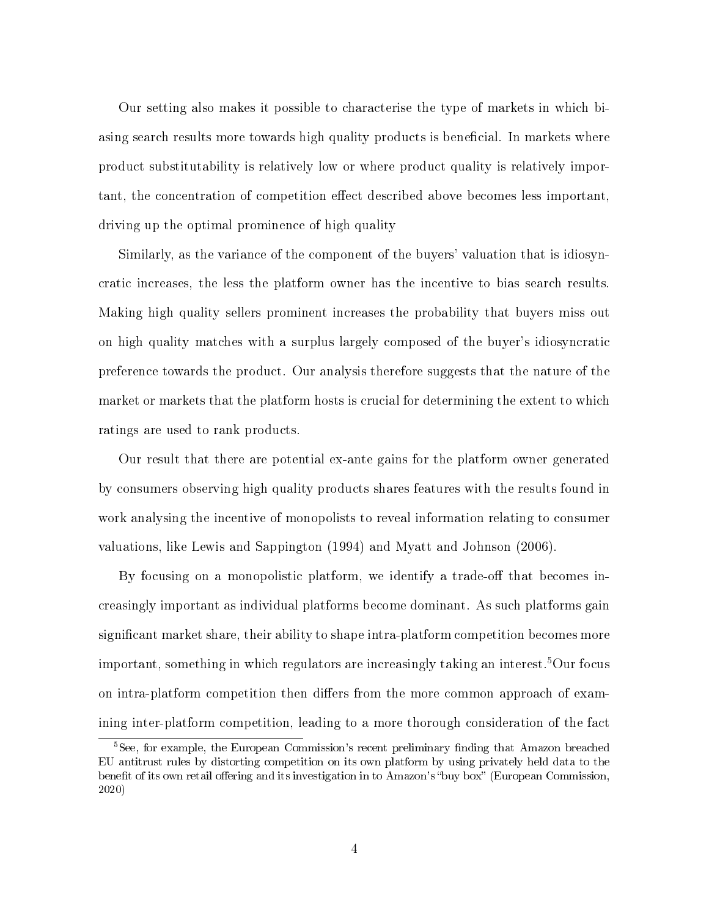Our setting also makes it possible to characterise the type of markets in which biasing search results more towards high quality products is beneficial. In markets where product substitutability is relatively low or where product quality is relatively important, the concentration of competition effect described above becomes less important, driving up the optimal prominence of high quality

Similarly, as the variance of the component of the buyers' valuation that is idiosyncratic increases, the less the platform owner has the incentive to bias search results. Making high quality sellers prominent increases the probability that buyers miss out on high quality matches with a surplus largely composed of the buyer's idiosyncratic preference towards the product. Our analysis therefore suggests that the nature of the market or markets that the platform hosts is crucial for determining the extent to which ratings are used to rank products.

Our result that there are potential ex-ante gains for the platform owner generated by consumers observing high quality products shares features with the results found in work analysing the incentive of monopolists to reveal information relating to consumer valuations, like Lewis and Sappington (1994) and Myatt and Johnson (2006).

By focusing on a monopolistic platform, we identify a trade-off that becomes increasingly important as individual platforms become dominant. As such platforms gain significant market share, their ability to shape intra-platform competition becomes more important, something in which regulators are increasingly taking an interest.[5]Our focus on intra-platform competition then differs from the more common approach of examining inter-platform competition, leading to a more thorough consideration of the fact

[5] See, for example, the European Commission's recent preliminary finding that Amazon breached EU antitrust rules by distorting competition on its own platform by using privately held data to the benefit of its own retail offering and its investigation in to Amazon's "buy box" (European Commission, 2020)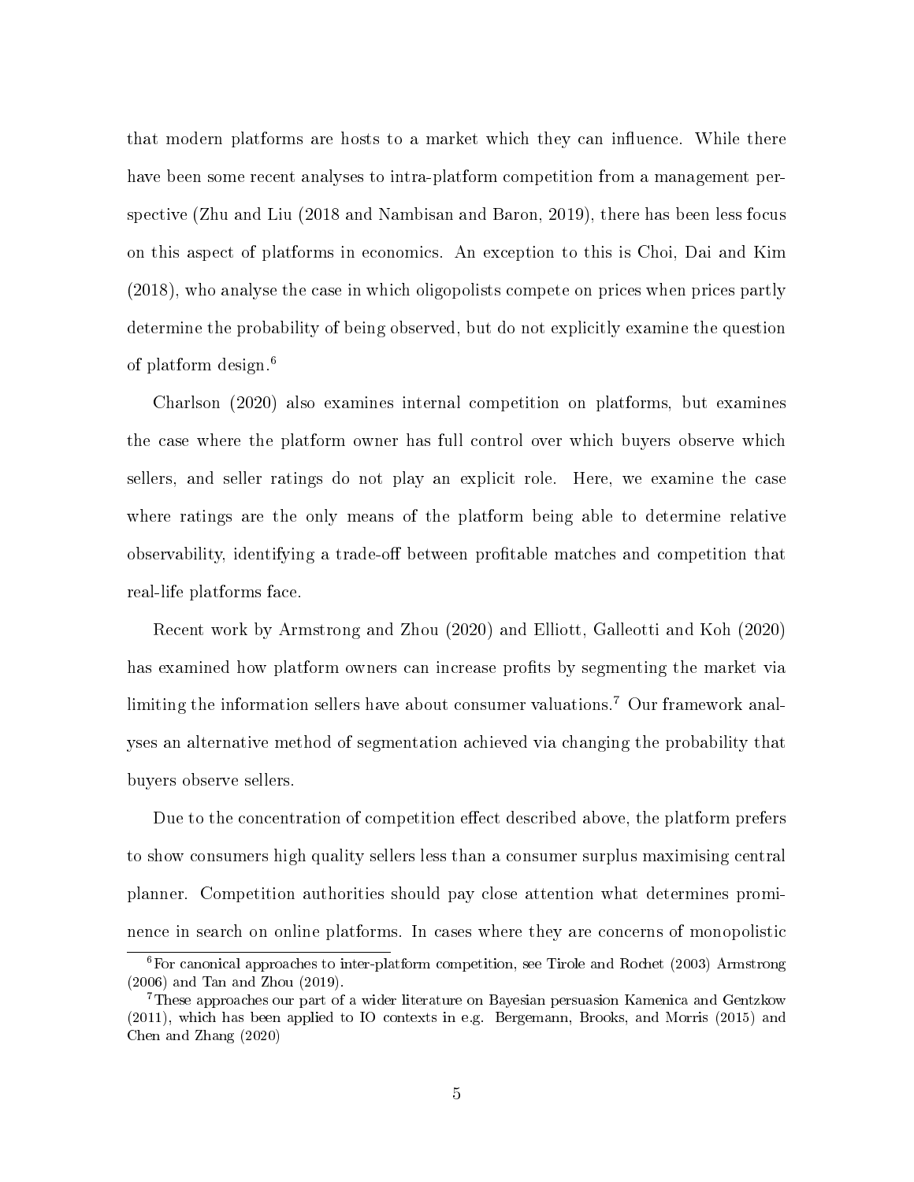that modern platforms are hosts to a market which they can influence. While there have been some recent analyses to intra-platform competition from a management perspective (Zhu and Liu (2018 and Nambisan and Baron, 2019), there has been less focus on this aspect of platforms in economics. An exception to this is Choi, Dai and Kim (2018), who analyse the case in which oligopolists compete on prices when prices partly determine the probability of being observed, but do not explicitly examine the question of platform design.[6]

Charlson (2020) also examines internal competition on platforms, but examines the case where the platform owner has full control over which buyers observe which sellers, and seller ratings do not play an explicit role. Here, we examine the case where ratings are the only means of the platform being able to determine relative observability, identifying a trade-off between profitable matches and competition that real-life platforms face.

Recent work by Armstrong and Zhou (2020) and Elliott, Galleotti and Koh (2020) has examined how platform owners can increase profits by segmenting the market via limiting the information sellers have about consumer valuations.[7] Our framework analyses an alternative method of segmentation achieved via changing the probability that buyers observe sellers.

Due to the concentration of competition effect described above, the platform prefers to show consumers high quality sellers less than a consumer surplus maximising central planner. Competition authorities should pay close attention what determines prominence in search on online platforms. In cases where they are concerns of monopolistic

[6] For canonical approaches to inter-platform competition, see Tirole and Rochet (2003) Armstrong (2006) and Tan and Zhou (2019).

[7] These approaches our part of a wider literature on Bayesian persuasion Kamenica and Gentzkow (2011), which has been applied to IO contexts in e.g. Bergemann, Brooks, and Morris (2015) and Chen and Zhang (2020)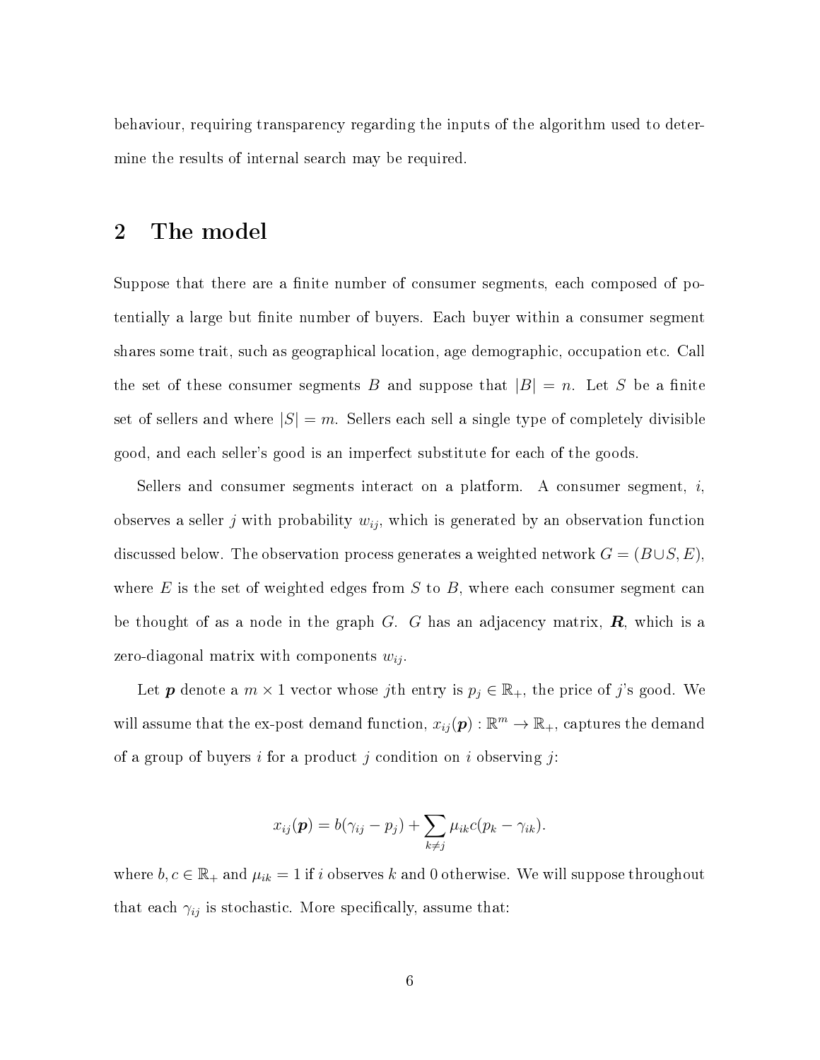behaviour, requiring transparency regarding the inputs of the algorithm used to determine the results of internal search may be required.

## 2 The model

Suppose that there are a finite number of consumer segments, each composed of potentially a large but finite number of buyers. Each buyer within a consumer segment shares some trait, such as geographical location, age demographic, occupation etc. Call the set of these consumer segments $B$ and suppose that $|B| = n$. Let $S$ be a finite set of sellers and where $|S| = m$. Sellers each sell a single type of completely divisible good, and each seller's good is an imperfect substitute for each of the goods.

Sellers and consumer segments interact on a platform. A consumer segment, $i$, observes a seller $j$ with probability $w_{ij}$, which is generated by an observation function discussed below. The observation process generates a weighted network $G = (B \cup S, E)$, where $E$ is the set of weighted edges from $S$ to $B$, where each consumer segment can be thought of as a node in the graph $G$. $G$ has an adjacency matrix, $\boldsymbol{R}$, which is a zero-diagonal matrix with components $w_{ij}$.

Let $\boldsymbol{p}$ denote a $m \times 1$ vector whose $j$th entry is $p_j \in \mathbb{R}_+$, the price of $j$'s good. We will assume that the ex-post demand function, $x_{ij}(\boldsymbol{p}) : \mathbb{R}^m \to \mathbb{R}_+$, captures the demand of a group of buyers $i$ for a product $j$ condition on $i$ observing $j$:

$$x_{ij}(\boldsymbol{p}) = b(\gamma_{ij} - p_j) + \sum_{k \neq j} \mu_{ik} c(p_k - \gamma_{ik}).$$

where $b, c \in \mathbb{R}_+$ and $\mu_{ik} = 1$ if $i$ observes $k$ and 0 otherwise. We will suppose throughout that each $\gamma_{ij}$ is stochastic. More specifically, assume that: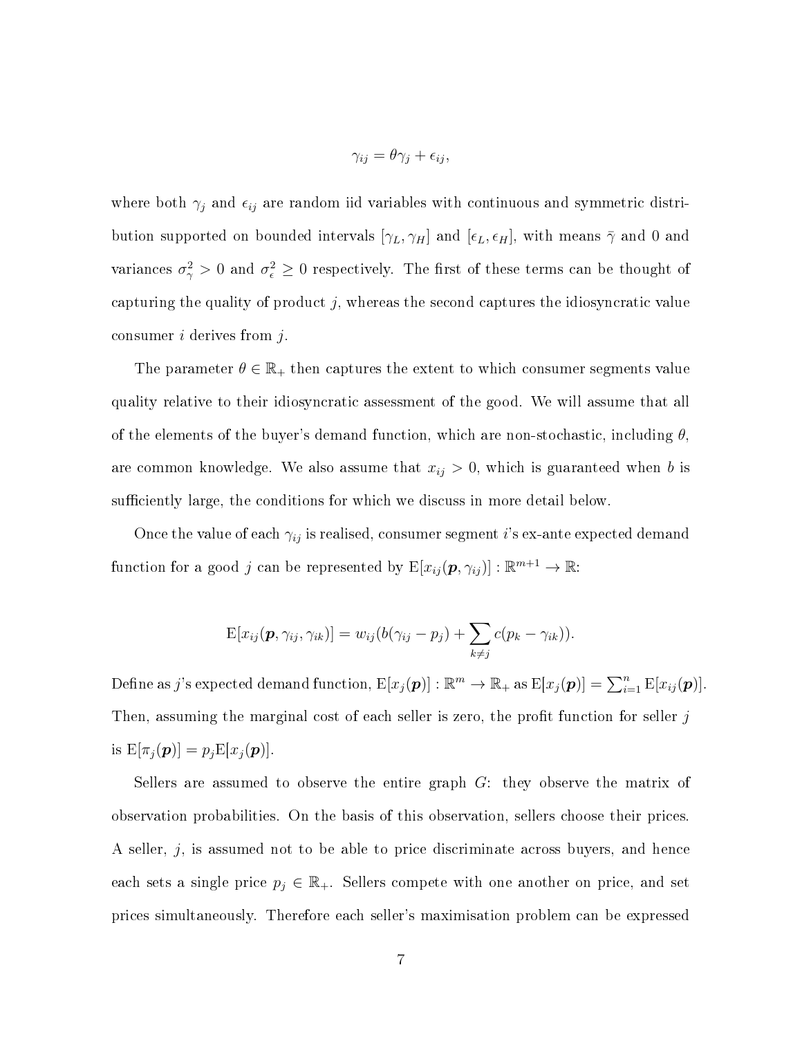$$\gamma_{ij} = \theta\gamma_j + \epsilon_{ij},$$

where both $\gamma_j$ and $\epsilon_{ij}$ are random iid variables with continuous and symmetric distribution supported on bounded intervals $[\gamma_L, \gamma_H]$ and $[\epsilon_L, \epsilon_H]$, with means $\bar{\gamma}$ and 0 and variances $\sigma_\gamma^2 > 0$ and $\sigma_\epsilon^2 \geq 0$ respectively. The first of these terms can be thought of capturing the quality of product $j$, whereas the second captures the idiosyncratic value consumer $i$ derives from $j$.

The parameter $\theta \in \mathbb{R}_+$ then captures the extent to which consumer segments value quality relative to their idiosyncratic assessment of the good. We will assume that all of the elements of the buyer's demand function, which are non-stochastic, including $\theta$, are common knowledge. We also assume that $x_{ij} > 0$, which is guaranteed when $b$ is sufficiently large, the conditions for which we discuss in more detail below.

Once the value of each $\gamma_{ij}$ is realised, consumer segment $i$'s ex-ante expected demand function for a good $j$ can be represented by $\mathrm{E}[x_{ij}(\boldsymbol{p}, \gamma_{ij})] : \mathbb{R}^{m+1} \to \mathbb{R}$:

$$\mathrm{E}[x_{ij}(\boldsymbol{p}, \gamma_{ij}, \gamma_{ik})] = w_{ij}(b(\gamma_{ij} - p_j) + \sum_{k \neq j} c(p_k - \gamma_{ik})).$$

Define as $j$'s expected demand function, $\mathrm{E}[x_j(\boldsymbol{p})] : \mathbb{R}^m \to \mathbb{R}_+$ as $\mathrm{E}[x_j(\boldsymbol{p})] = \sum_{i=1}^n \mathrm{E}[x_{ij}(\boldsymbol{p})]$. Then, assuming the marginal cost of each seller is zero, the profit function for seller $j$ is $\mathrm{E}[\pi_j(\boldsymbol{p})] = p_j \mathrm{E}[x_j(\boldsymbol{p})]$.

Sellers are assumed to observe the entire graph $G$: they observe the matrix of observation probabilities. On the basis of this observation, sellers choose their prices. A seller, $j$, is assumed not to be able to price discriminate across buyers, and hence each sets a single price $p_j \in \mathbb{R}_+$. Sellers compete with one another on price, and set prices simultaneously. Therefore each seller's maximisation problem can be expressed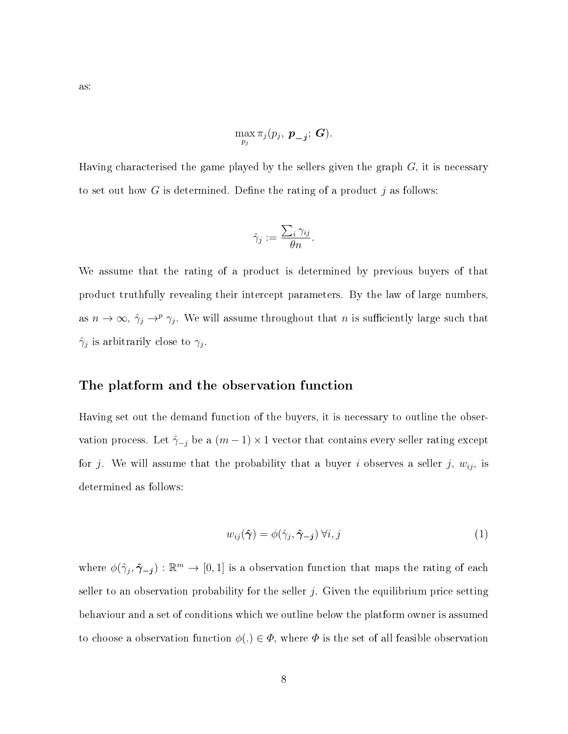as:

$$\max_{p_j} \pi_j(p_j,\ \boldsymbol{p_{-j}};\ \boldsymbol{G}).$$

Having characterised the game played by the sellers given the graph $G$, it is necessary to set out how $G$ is determined. Define the rating of a product $j$ as follows:

$$\hat{\gamma}_j := \frac{\sum_i \gamma_{ij}}{\theta n}.$$

We assume that the rating of a product is determined by previous buyers of that product truthfully revealing their intercept parameters. By the law of large numbers, as $n \to \infty$, $\hat{\gamma}_j \to^p \gamma_j$. We will assume throughout that $n$ is sufficiently large such that $\hat{\gamma}_j$ is arbitrarily close to $\gamma_j$.

## The platform and the observation function

Having set out the demand function of the buyers, it is necessary to outline the observation process. Let $\hat{\gamma}_{-j}$ be a $(m-1) \times 1$ vector that contains every seller rating except for $j$. We will assume that the probability that a buyer $i$ observes a seller $j$, $w_{ij}$, is determined as follows:

$$w_{ij}(\boldsymbol{\hat{\gamma}}) = \phi(\hat{\gamma}_j, \boldsymbol{\hat{\gamma}_{-j}})\ \forall i, j \tag{1}$$

where $\phi(\hat{\gamma}_j, \boldsymbol{\hat{\gamma}_{-j}}) : \mathbb{R}^m \to [0,1]$ is a observation function that maps the rating of each seller to an observation probability for the seller $j$. Given the equilibrium price setting behaviour and a set of conditions which we outline below the platform owner is assumed to choose a observation function $\phi(.) \in \mathit{\Phi}$, where $\mathit{\Phi}$ is the set of all feasible observation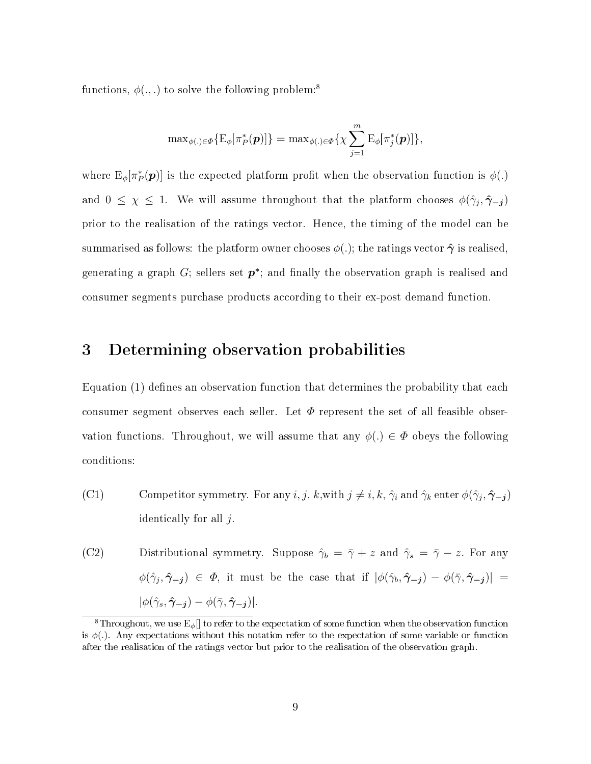functions, $\phi(.,.)$ to solve the following problem:[8]

$$\max_{\phi(.)\in\Phi}\{\mathrm{E}_{\phi}[\pi_P^*(\boldsymbol{p})]\} = \max_{\phi(.)\in\Phi}\{\chi\sum_{j=1}^{m}\mathrm{E}_{\phi}[\pi_j^*(\boldsymbol{p})]\},$$

where $\mathrm{E}_{\phi}[\pi_P^*(\boldsymbol{p})]$ is the expected platform profit when the observation function is $\phi(.)$ and $0 \leq \chi \leq 1$. We will assume throughout that the platform chooses $\phi(\hat{\gamma}_j, \hat{\boldsymbol{\gamma}}_{-\boldsymbol{j}})$ prior to the realisation of the ratings vector. Hence, the timing of the model can be summarised as follows: the platform owner chooses $\phi(.)$; the ratings vector $\hat{\boldsymbol{\gamma}}$ is realised, generating a graph $G$; sellers set $\boldsymbol{p}^{\boldsymbol{*}}$; and finally the observation graph is realised and consumer segments purchase products according to their ex-post demand function.

# 3 Determining observation probabilities

Equation (1) defines an observation function that determines the probability that each consumer segment observes each seller. Let $\Phi$ represent the set of all feasible observation functions. Throughout, we will assume that any $\phi(.) \in \Phi$ obeys the following conditions:

(C1) Competitor symmetry. For any $i$, $j$, $k$,with $j \neq i, k$, $\hat{\gamma}_i$ and $\hat{\gamma}_k$ enter $\phi(\hat{\gamma}_j, \hat{\boldsymbol{\gamma}}_{-\boldsymbol{j}})$ identically for all $j$.

(C2) Distributional symmetry. Suppose $\hat{\gamma}_b = \bar{\gamma} + z$ and $\hat{\gamma}_s = \bar{\gamma} - z$. For any $\phi(\hat{\gamma}_j, \hat{\boldsymbol{\gamma}}_{-\boldsymbol{j}}) \in \Phi$, it must be the case that if $|\phi(\hat{\gamma}_b, \hat{\boldsymbol{\gamma}}_{-\boldsymbol{j}}) - \phi(\bar{\gamma}, \hat{\boldsymbol{\gamma}}_{-\boldsymbol{j}})| = |\phi(\hat{\gamma}_s, \hat{\boldsymbol{\gamma}}_{-\boldsymbol{j}}) - \phi(\bar{\gamma}, \hat{\boldsymbol{\gamma}}_{-\boldsymbol{j}})|$.

[8] Throughout, we use $\mathrm{E}_{\phi}[]$ to refer to the expectation of some function when the observation function is $\phi(.)$. Any expectations without this notation refer to the expectation of some variable or function after the realisation of the ratings vector but prior to the realisation of the observation graph.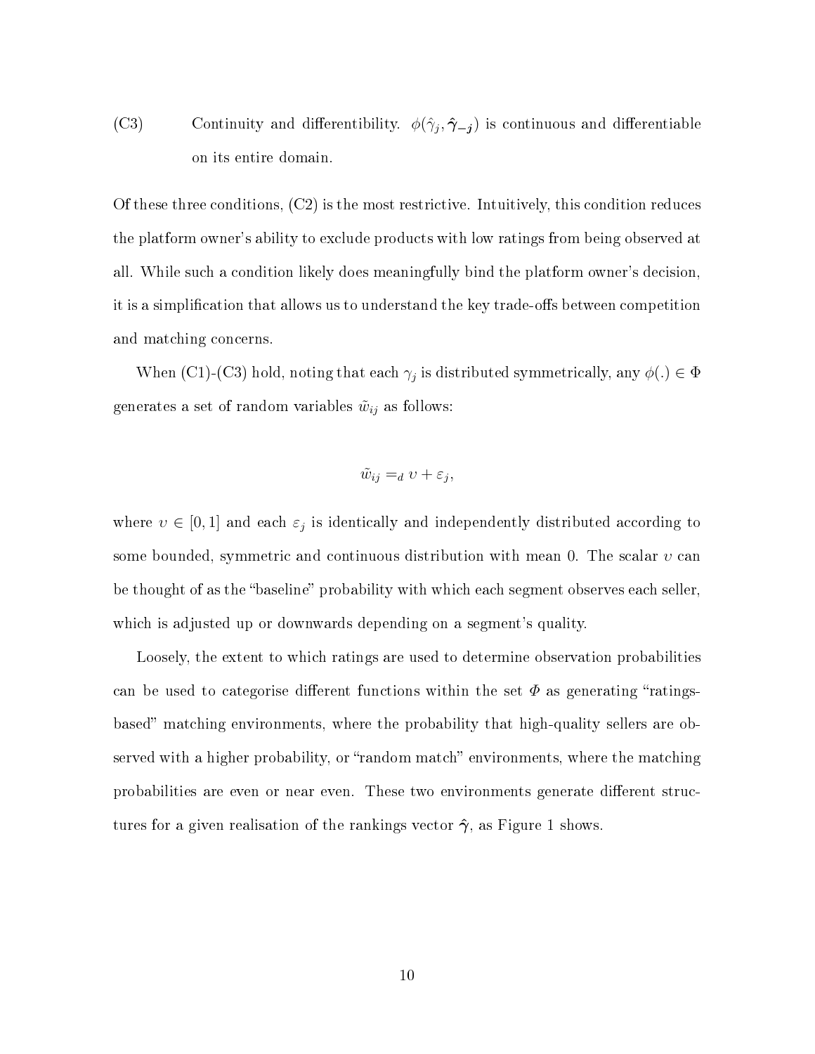(C3) Continuity and differentiability. $\phi(\hat{\gamma}_j, \hat{\boldsymbol{\gamma}}_{-\boldsymbol{j}})$ is continuous and differentiable on its entire domain.

Of these three conditions, (C2) is the most restrictive. Intuitively, this condition reduces the platform owner's ability to exclude products with low ratings from being observed at all. While such a condition likely does meaningfully bind the platform owner's decision, it is a simplification that allows us to understand the key trade-offs between competition and matching concerns.

When (C1)-(C3) hold, noting that each $\gamma_j$ is distributed symmetrically, any $\phi(.) \in \Phi$ generates a set of random variables $\tilde{w}_{ij}$ as follows:

$$\tilde{w}_{ij} =_d \upsilon + \varepsilon_j,$$

where $\upsilon \in [0, 1]$ and each $\varepsilon_j$ is identically and independently distributed according to some bounded, symmetric and continuous distribution with mean 0. The scalar $\upsilon$ can be thought of as the "baseline" probability with which each segment observes each seller, which is adjusted up or downwards depending on a segment's quality.

Loosely, the extent to which ratings are used to determine observation probabilities can be used to categorise different functions within the set $\Phi$ as generating "ratings-based" matching environments, where the probability that high-quality sellers are observed with a higher probability, or "random match" environments, where the matching probabilities are even or near even. These two environments generate different structures for a given realisation of the rankings vector $\hat{\boldsymbol{\gamma}}$, as Figure 1 shows.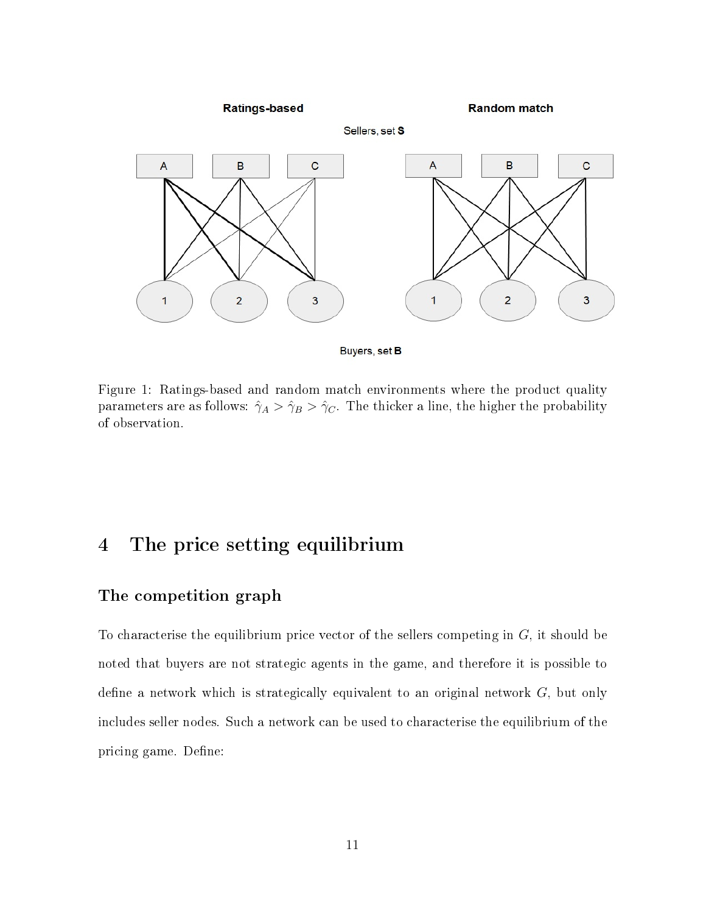Figure 1: Ratings-based and random match environments where the product quality parameters are as follows: $\hat{\gamma}_A > \hat{\gamma}_B > \hat{\gamma}_C$. The thicker a line, the higher the probability of observation.

# 4 The price setting equilibrium

### The competition graph

To characterise the equilibrium price vector of the sellers competing in $G$, it should be noted that buyers are not strategic agents in the game, and therefore it is possible to define a network which is strategically equivalent to an original network $G$, but only includes seller nodes. Such a network can be used to characterise the equilibrium of the pricing game. Define: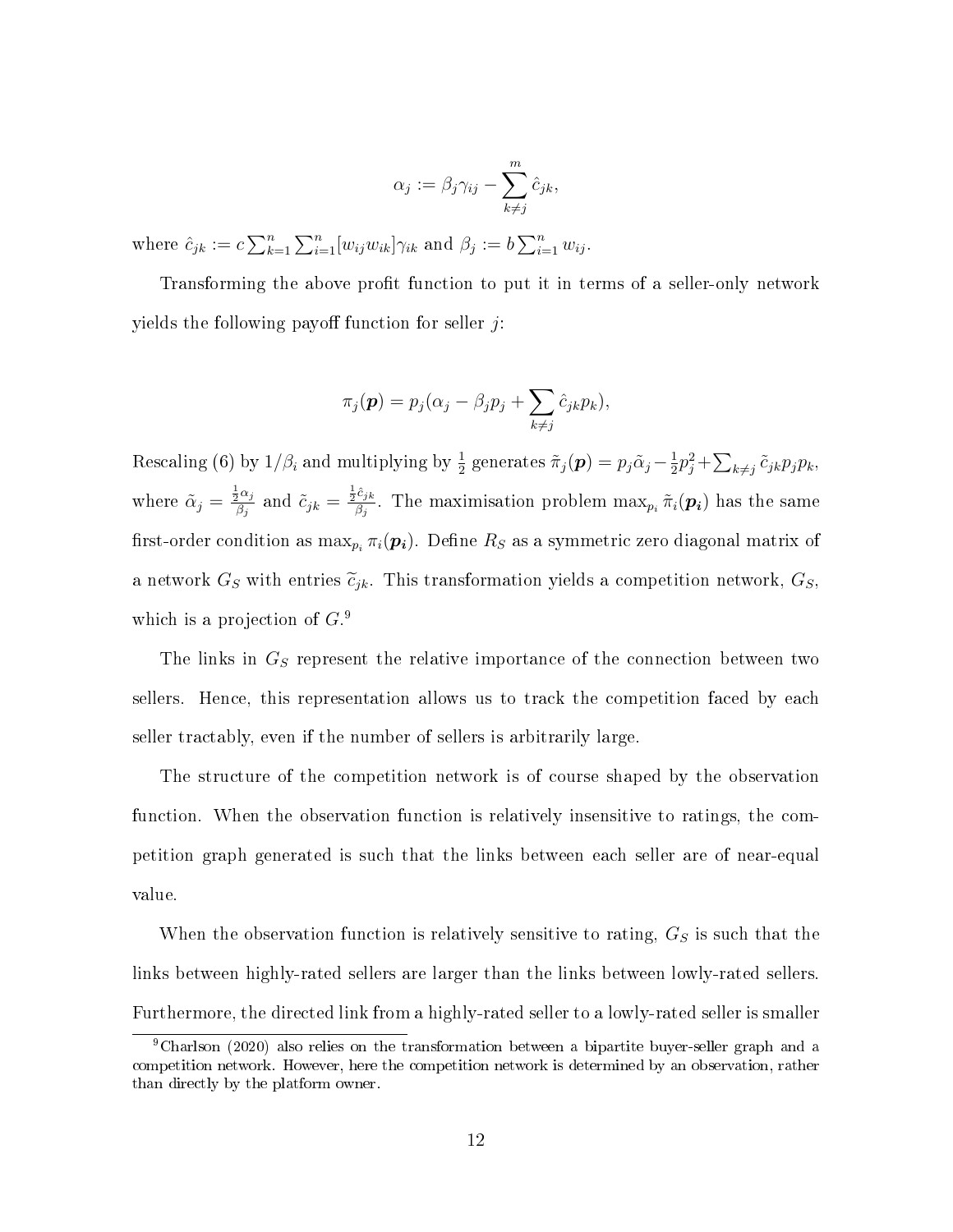$$\alpha_j := \beta_j \gamma_{ij} - \sum_{k \neq j}^{m} \hat{c}_{jk},$$

where $\hat{c}_{jk} := c \sum_{k=1}^{n} \sum_{i=1}^{n} [w_{ij} w_{ik}] \gamma_{ik}$ and $\beta_j := b \sum_{i=1}^{n} w_{ij}$.

Transforming the above profit function to put it in terms of a seller-only network yields the following payoff function for seller $j$:

$$\pi_j(\boldsymbol{p}) = p_j(\alpha_j - \beta_j p_j + \sum_{k \neq j} \hat{c}_{jk} p_k),$$

Rescaling (6) by $1/\beta_i$ and multiplying by $\frac{1}{2}$ generates $\tilde{\pi}_j(\boldsymbol{p}) = p_j \tilde{\alpha}_j - \frac{1}{2} p_j^2 + \sum_{k \neq j} \tilde{c}_{jk} p_j p_k$, where $\tilde{\alpha}_j = \frac{\frac{1}{2}\alpha_j}{\beta_j}$ and $\tilde{c}_{jk} = \frac{\frac{1}{2}\hat{c}_{jk}}{\beta_j}$. The maximisation problem $\max_{p_i} \tilde{\pi}_i(\boldsymbol{p_i})$ has the same first-order condition as $\max_{p_i} \pi_i(\boldsymbol{p_i})$. Define $R_S$ as a symmetric zero diagonal matrix of a network $G_S$ with entries $\widetilde{c}_{jk}$. This transformation yields a competition network, $G_S$, which is a projection of $G$.[9]

The links in $G_S$ represent the relative importance of the connection between two sellers. Hence, this representation allows us to track the competition faced by each seller tractably, even if the number of sellers is arbitrarily large.

The structure of the competition network is of course shaped by the observation function. When the observation function is relatively insensitive to ratings, the competition graph generated is such that the links between each seller are of near-equal value.

When the observation function is relatively sensitive to rating, $G_S$ is such that the links between highly-rated sellers are larger than the links between lowly-rated sellers. Furthermore, the directed link from a highly-rated seller to a lowly-rated seller is smaller

[9] Charlson (2020) also relies on the transformation between a bipartite buyer-seller graph and a competition network. However, here the competition network is determined by an observation, rather than directly by the platform owner.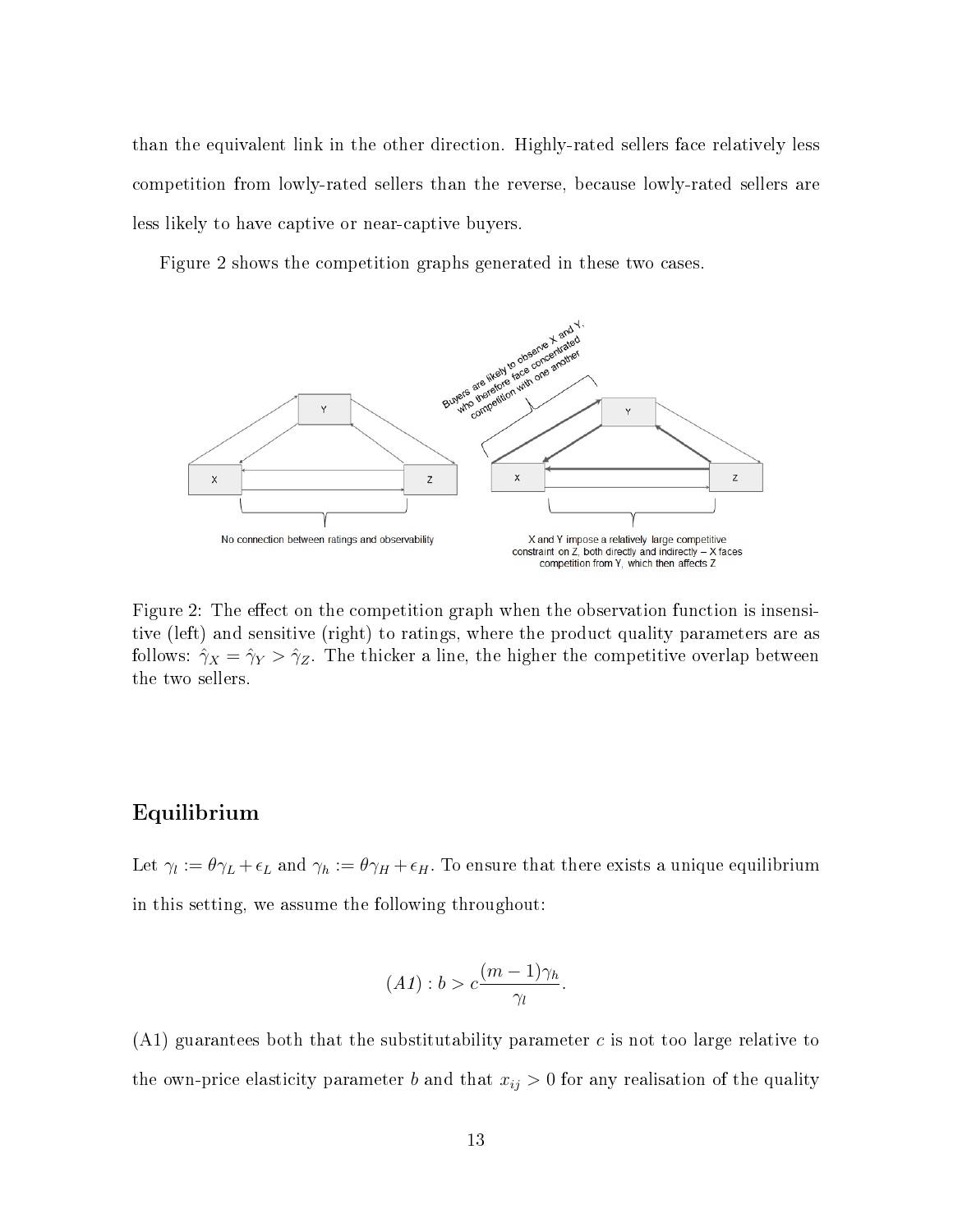than the equivalent link in the other direction. Highly-rated sellers face relatively less competition from lowly-rated sellers than the reverse, because lowly-rated sellers are less likely to have captive or near-captive buyers.

Figure 2 shows the competition graphs generated in these two cases.

Figure 2: The effect on the competition graph when the observation function is insensitive (left) and sensitive (right) to ratings, where the product quality parameters are as follows: $\hat{\gamma}_X = \hat{\gamma}_Y > \hat{\gamma}_Z$. The thicker a line, the higher the competitive overlap between the two sellers.

## Equilibrium

Let $\gamma_l := \theta\gamma_L + \epsilon_L$ and $\gamma_h := \theta\gamma_H + \epsilon_H$. To ensure that there exists a unique equilibrium in this setting, we assume the following throughout:

$$(A1) : b > c\frac{(m-1)\gamma_h}{\gamma_l}.$$

(A1) guarantees both that the substitutability parameter $c$ is not too large relative to the own-price elasticity parameter $b$ and that $x_{ij} > 0$ for any realisation of the quality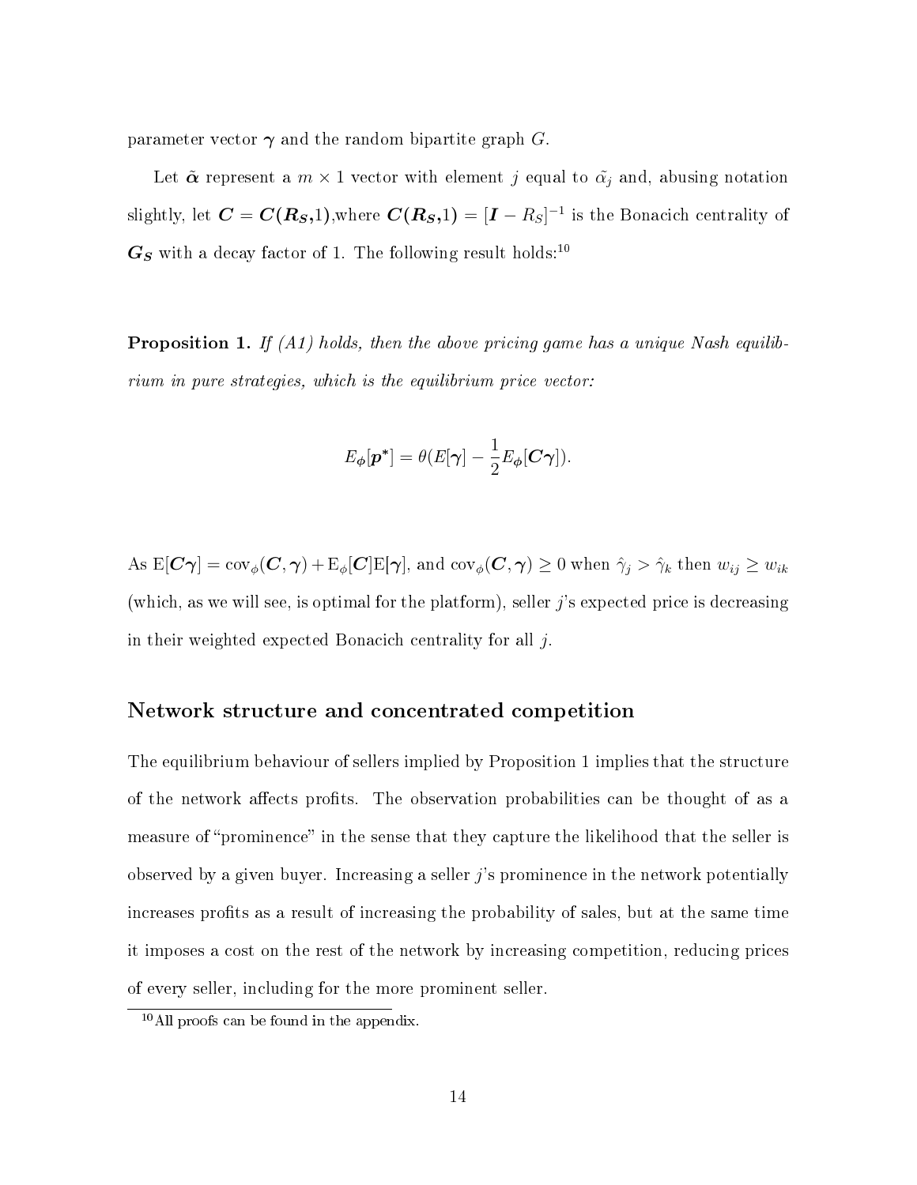parameter vector $\boldsymbol{\gamma}$ and the random bipartite graph $G$.

Let $\tilde{\boldsymbol{\alpha}}$ represent a $m \times 1$ vector with element $j$ equal to $\tilde{\alpha}_j$ and, abusing notation slightly, let $\boldsymbol{C} = \boldsymbol{C}(\boldsymbol{R_S},1)$,where $\boldsymbol{C}(\boldsymbol{R_S},1) = [\boldsymbol{I} - R_S]^{-1}$ is the Bonacich centrality of $\boldsymbol{G_S}$ with a decay factor of 1. The following result holds:[10]

**Proposition 1.** *If (A1) holds, then the above pricing game has a unique Nash equilibrium in pure strategies, which is the equilibrium price vector:*

$$E_{\boldsymbol{\phi}}[\boldsymbol{p}^*] = \theta(E[\boldsymbol{\gamma}] - \frac{1}{2}E_{\boldsymbol{\phi}}[\boldsymbol{C}\boldsymbol{\gamma}]).$$

As $\mathrm{E}[\boldsymbol{C}\boldsymbol{\gamma}] = \mathrm{cov}_{\phi}(\boldsymbol{C}, \boldsymbol{\gamma}) + \mathrm{E}_{\phi}[\boldsymbol{C}]\mathrm{E}[\boldsymbol{\gamma}]$, and $\mathrm{cov}_{\phi}(\boldsymbol{C}, \boldsymbol{\gamma}) \geq 0$ when $\hat{\gamma}_j > \hat{\gamma}_k$ then $w_{ij} \geq w_{ik}$ (which, as we will see, is optimal for the platform), seller $j$'s expected price is decreasing in their weighted expected Bonacich centrality for all $j$.

## Network structure and concentrated competition

The equilibrium behaviour of sellers implied by Proposition 1 implies that the structure of the network affects profits. The observation probabilities can be thought of as a measure of "prominence" in the sense that they capture the likelihood that the seller is observed by a given buyer. Increasing a seller $j$'s prominence in the network potentially increases profits as a result of increasing the probability of sales, but at the same time it imposes a cost on the rest of the network by increasing competition, reducing prices of every seller, including for the more prominent seller.

[10] All proofs can be found in the appendix.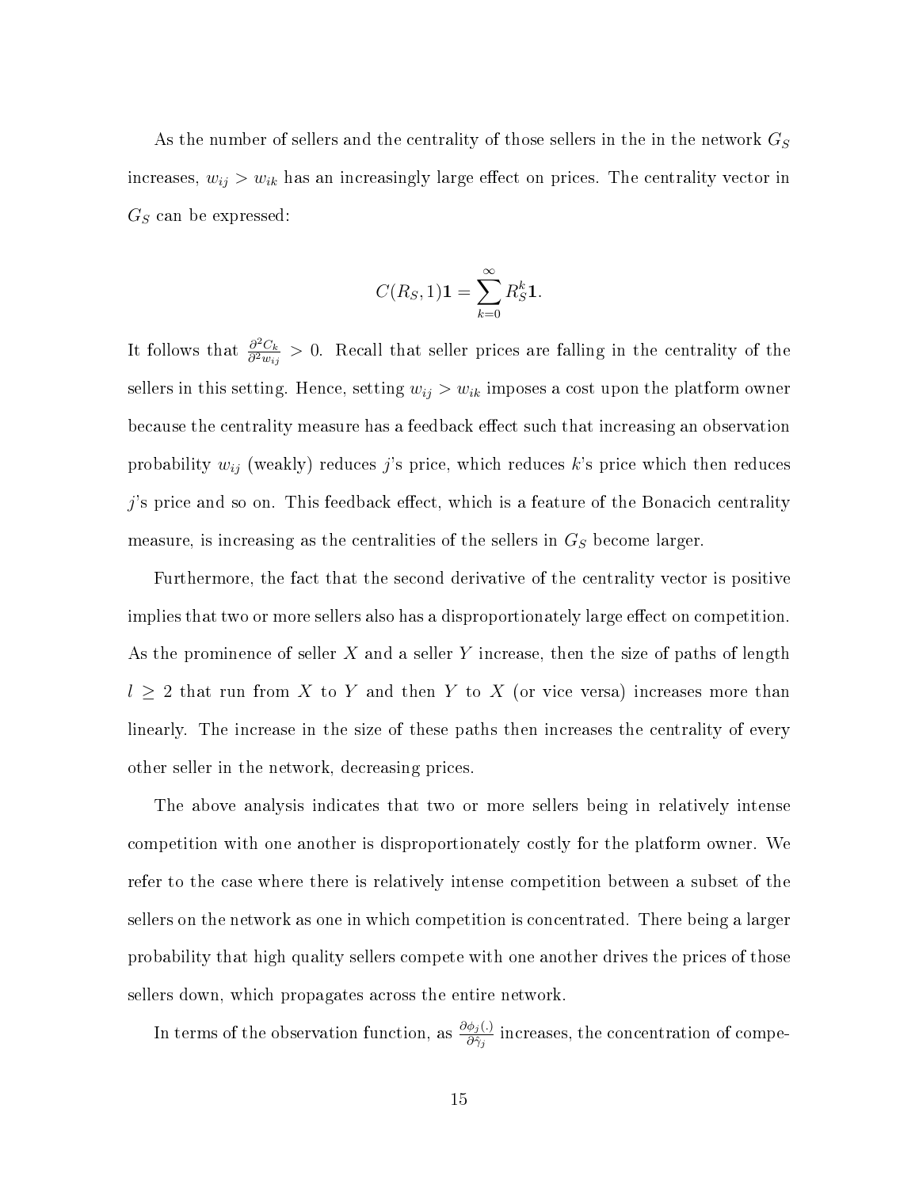As the number of sellers and the centrality of those sellers in the in the network $G_S$ increases, $w_{ij} > w_{ik}$ has an increasingly large effect on prices. The centrality vector in $G_S$ can be expressed:

$$C(R_S, 1)\mathbf{1} = \sum_{k=0}^{\infty} R_S^k \mathbf{1}.$$

It follows that $\frac{\partial^2 C_k}{\partial^2 w_{ij}} > 0$. Recall that seller prices are falling in the centrality of the sellers in this setting. Hence, setting $w_{ij} > w_{ik}$ imposes a cost upon the platform owner because the centrality measure has a feedback effect such that increasing an observation probability $w_{ij}$ (weakly) reduces $j$'s price, which reduces $k$'s price which then reduces $j$'s price and so on. This feedback effect, which is a feature of the Bonacich centrality measure, is increasing as the centralities of the sellers in $G_S$ become larger.

Furthermore, the fact that the second derivative of the centrality vector is positive implies that two or more sellers also has a disproportionately large effect on competition. As the prominence of seller $X$ and a seller $Y$ increase, then the size of paths of length $l \geq 2$ that run from $X$ to $Y$ and then $Y$ to $X$ (or vice versa) increases more than linearly. The increase in the size of these paths then increases the centrality of every other seller in the network, decreasing prices.

The above analysis indicates that two or more sellers being in relatively intense competition with one another is disproportionately costly for the platform owner. We refer to the case where there is relatively intense competition between a subset of the sellers on the network as one in which competition is concentrated. There being a larger probability that high quality sellers compete with one another drives the prices of those sellers down, which propagates across the entire network.

In terms of the observation function, as $\frac{\partial \phi_j(.)}{\partial \hat{\gamma}_j}$ increases, the concentration of compe-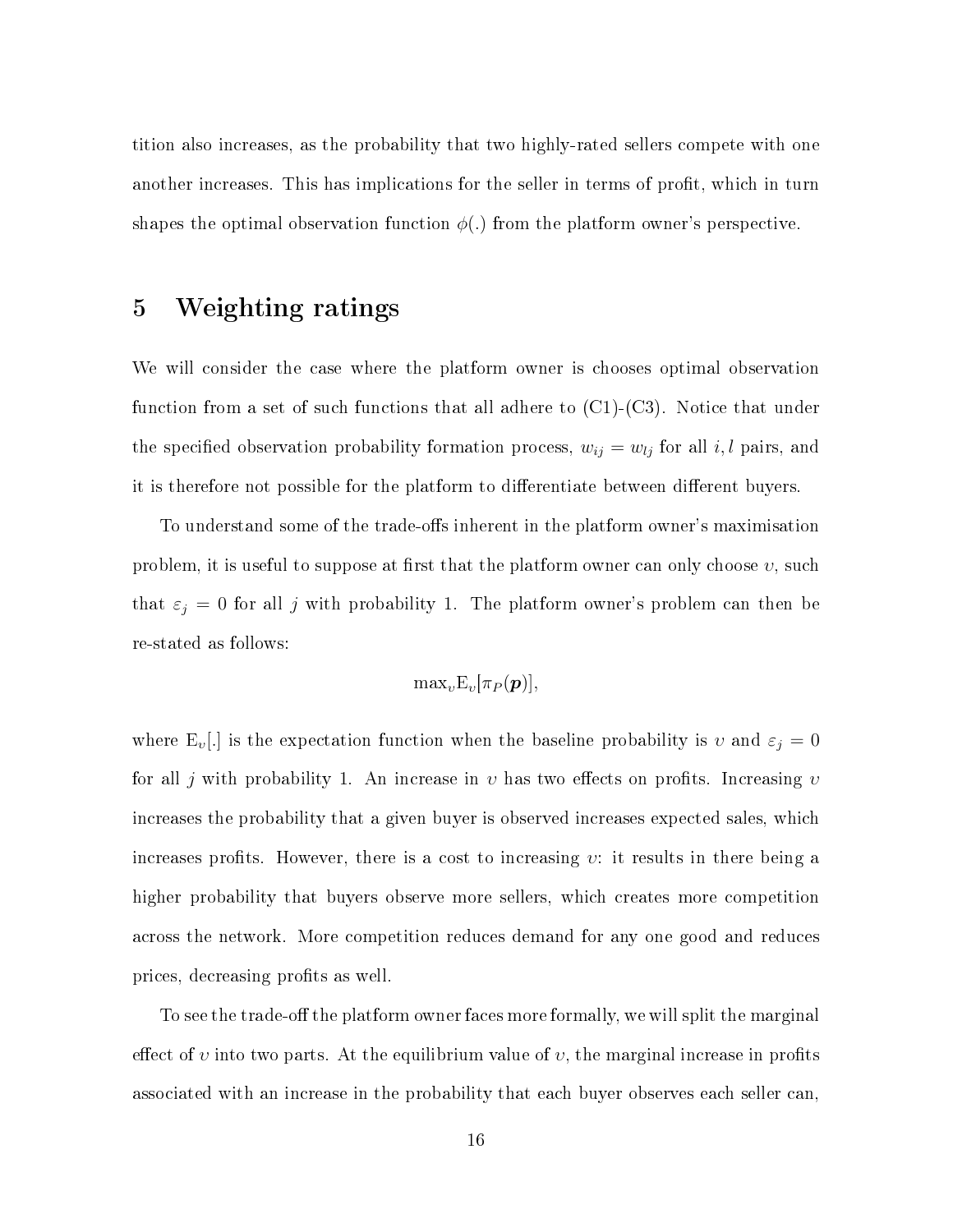tition also increases, as the probability that two highly-rated sellers compete with one another increases. This has implications for the seller in terms of profit, which in turn shapes the optimal observation function $\phi(.)$ from the platform owner's perspective.

# 5 Weighting ratings

We will consider the case where the platform owner is chooses optimal observation function from a set of such functions that all adhere to (C1)-(C3). Notice that under the specified observation probability formation process, $w_{ij} = w_{lj}$ for all $i, l$ pairs, and it is therefore not possible for the platform to differentiate between different buyers.

To understand some of the trade-offs inherent in the platform owner's maximisation problem, it is useful to suppose at first that the platform owner can only choose $\upsilon$, such that $\varepsilon_j = 0$ for all $j$ with probability 1. The platform owner's problem can then be re-stated as follows:

$$\max_{\upsilon} \mathrm{E}_{\upsilon}[\pi_P(\boldsymbol{p})],$$

where $\mathrm{E}_{\upsilon}[.]$ is the expectation function when the baseline probability is $\upsilon$ and $\varepsilon_j = 0$ for all $j$ with probability 1. An increase in $\upsilon$ has two effects on profits. Increasing $\upsilon$ increases the probability that a given buyer is observed increases expected sales, which increases profits. However, there is a cost to increasing $\upsilon$: it results in there being a higher probability that buyers observe more sellers, which creates more competition across the network. More competition reduces demand for any one good and reduces prices, decreasing profits as well.

To see the trade-off the platform owner faces more formally, we will split the marginal effect of $\upsilon$ into two parts. At the equilibrium value of $\upsilon$, the marginal increase in profits associated with an increase in the probability that each buyer observes each seller can,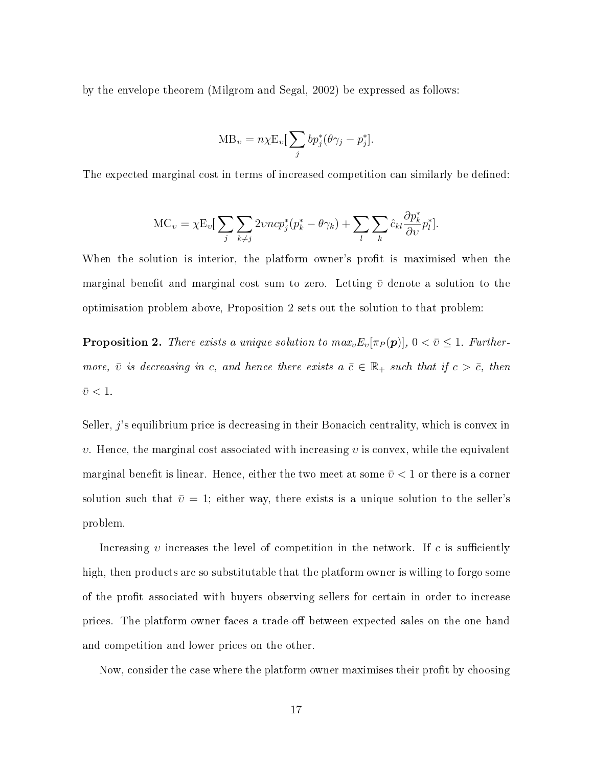by the envelope theorem (Milgrom and Segal, 2002) be expressed as follows:

$$\mathrm{MB}_{\upsilon} = n\chi \mathrm{E}_{\upsilon}[\sum_{j} bp^{*}_{j}(\theta\gamma_{j} - p^{*}_{j}].$$

The expected marginal cost in terms of increased competition can similarly be defined:

$$\mathrm{MC}_{\upsilon} = \chi \mathrm{E}_{\upsilon}[\sum_{j}\sum_{k\neq j} 2\upsilon n c p^{*}_{j}(p^{*}_{k} - \theta\gamma_{k}) + \sum_{l}\sum_{k} \hat{c}_{kl}\frac{\partial p^{*}_{k}}{\partial \upsilon}p^{*}_{l}].$$

When the solution is interior, the platform owner's profit is maximised when the marginal benefit and marginal cost sum to zero. Letting $\bar{\upsilon}$ denote a solution to the optimisation problem above, Proposition 2 sets out the solution to that problem:

**Proposition 2.** *There exists a unique solution to $max_{\upsilon}E_{\upsilon}[\pi_{P}(\boldsymbol{p})]$, $0 < \bar{\upsilon} \leq 1$. Furthermore, $\bar{\upsilon}$ is decreasing in $c$, and hence there exists a $\bar{c} \in \mathbb{R}_{+}$ such that if $c > \bar{c}$, then $\bar{\upsilon} < 1$.*

Seller, $j$'s equilibrium price is decreasing in their Bonacich centrality, which is convex in $\upsilon$. Hence, the marginal cost associated with increasing $\upsilon$ is convex, while the equivalent marginal benefit is linear. Hence, either the two meet at some $\bar{\upsilon} < 1$ or there is a corner solution such that $\bar{\upsilon} = 1$; either way, there exists is a unique solution to the seller's problem.

Increasing $\upsilon$ increases the level of competition in the network. If $c$ is sufficiently high, then products are so substitutable that the platform owner is willing to forgo some of the profit associated with buyers observing sellers for certain in order to increase prices. The platform owner faces a trade-off between expected sales on the one hand and competition and lower prices on the other.

Now, consider the case where the platform owner maximises their profit by choosing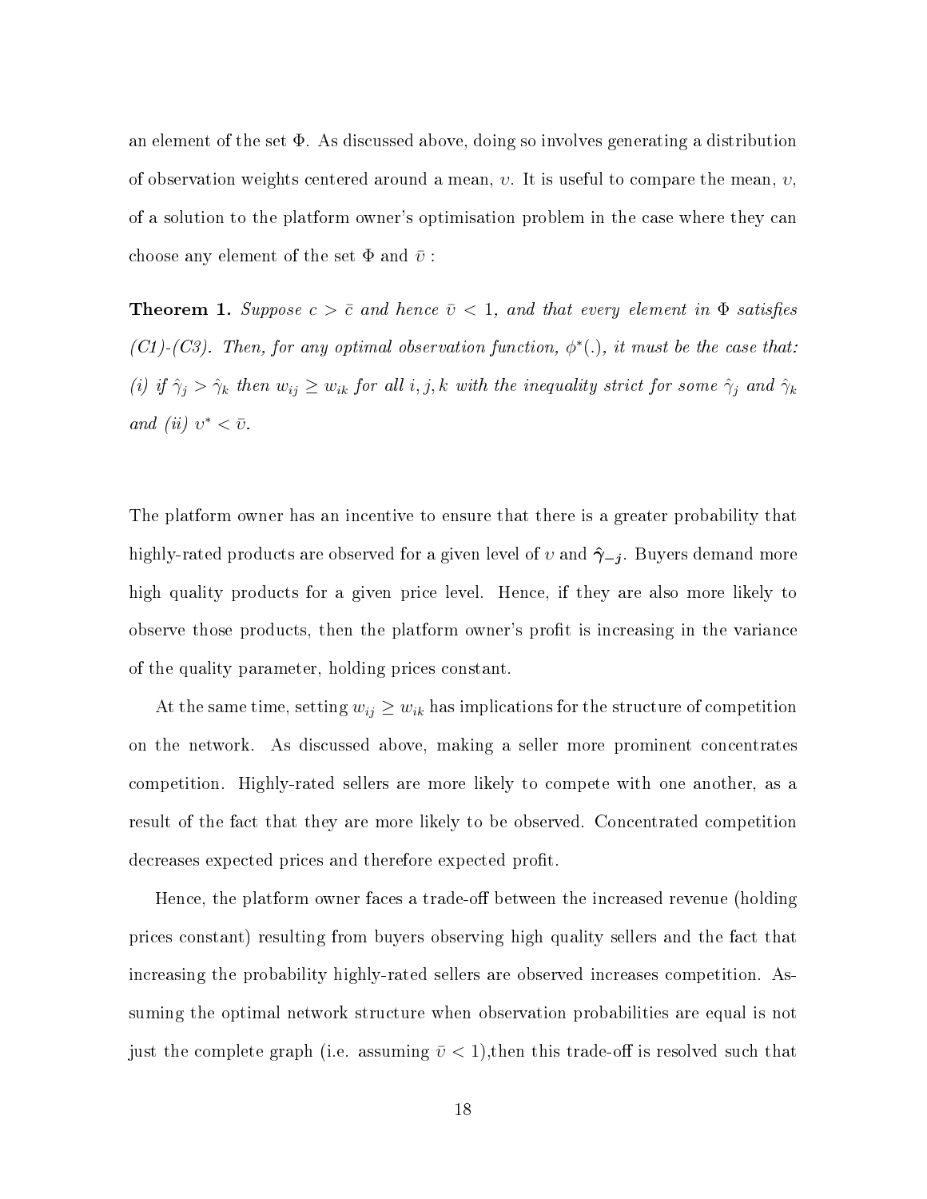an element of the set $\Phi$. As discussed above, doing so involves generating a distribution of observation weights centered around a mean, $\upsilon$. It is useful to compare the mean, $\upsilon$, of a solution to the platform owner's optimisation problem in the case where they can choose any element of the set $\Phi$ and $\bar{\upsilon}$ :

**Theorem 1.** *Suppose $c > \bar{c}$ and hence $\bar{\upsilon} < 1$, and that every element in $\Phi$ satisfies (C1)-(C3). Then, for any optimal observation function, $\phi^*(.)$, it must be the case that: (i) if $\hat{\gamma}_j > \hat{\gamma}_k$ then $w_{ij} \geq w_{ik}$ for all $i, j, k$ with the inequality strict for some $\hat{\gamma}_j$ and $\hat{\gamma}_k$ and (ii) $\upsilon^* < \bar{\upsilon}$.*

The platform owner has an incentive to ensure that there is a greater probability that highly-rated products are observed for a given level of $\upsilon$ and $\hat{\boldsymbol{\gamma}}_{-\boldsymbol{j}}$. Buyers demand more high quality products for a given price level. Hence, if they are also more likely to observe those products, then the platform owner's profit is increasing in the variance of the quality parameter, holding prices constant.

At the same time, setting $w_{ij} \geq w_{ik}$ has implications for the structure of competition on the network. As discussed above, making a seller more prominent concentrates competition. Highly-rated sellers are more likely to compete with one another, as a result of the fact that they are more likely to be observed. Concentrated competition decreases expected prices and therefore expected profit.

Hence, the platform owner faces a trade-off between the increased revenue (holding prices constant) resulting from buyers observing high quality sellers and the fact that increasing the probability highly-rated sellers are observed increases competition. Assuming the optimal network structure when observation probabilities are equal is not just the complete graph (i.e. assuming $\bar{\upsilon} < 1$),then this trade-off is resolved such that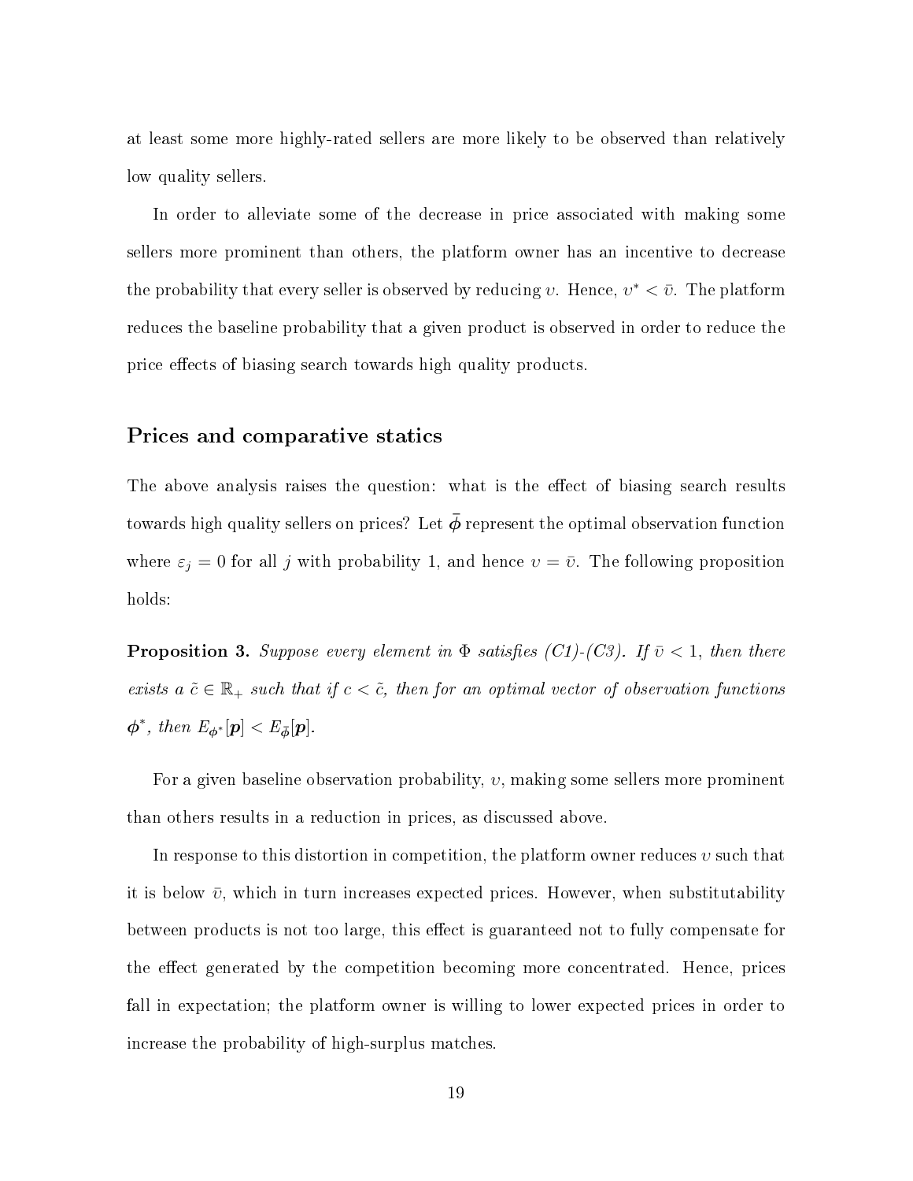at least some more highly-rated sellers are more likely to be observed than relatively low quality sellers.

In order to alleviate some of the decrease in price associated with making some sellers more prominent than others, the platform owner has an incentive to decrease the probability that every seller is observed by reducing $\upsilon$. Hence, $\upsilon^* < \bar{\upsilon}$. The platform reduces the baseline probability that a given product is observed in order to reduce the price effects of biasing search towards high quality products.

### Prices and comparative statics

The above analysis raises the question: what is the effect of biasing search results towards high quality sellers on prices? Let $\bar{\boldsymbol{\phi}}$ represent the optimal observation function where $\varepsilon_j = 0$ for all $j$ with probability 1, and hence $\upsilon = \bar{\upsilon}$. The following proposition holds:

**Proposition 3.** *Suppose every element in $\Phi$ satisfies (C1)-(C3). If $\bar{\upsilon} < 1$, then there exists a $\tilde{c} \in \mathbb{R}_+$ such that if $c < \tilde{c}$, then for an optimal vector of observation functions $\boldsymbol{\phi}^*$, then $E_{\boldsymbol{\phi}^*}[\boldsymbol{p}] < E_{\bar{\boldsymbol{\phi}}}[\boldsymbol{p}]$.*

For a given baseline observation probability, $\upsilon$, making some sellers more prominent than others results in a reduction in prices, as discussed above.

In response to this distortion in competition, the platform owner reduces $\upsilon$ such that it is below $\bar{\upsilon}$, which in turn increases expected prices. However, when substitutability between products is not too large, this effect is guaranteed not to fully compensate for the effect generated by the competition becoming more concentrated. Hence, prices fall in expectation; the platform owner is willing to lower expected prices in order to increase the probability of high-surplus matches.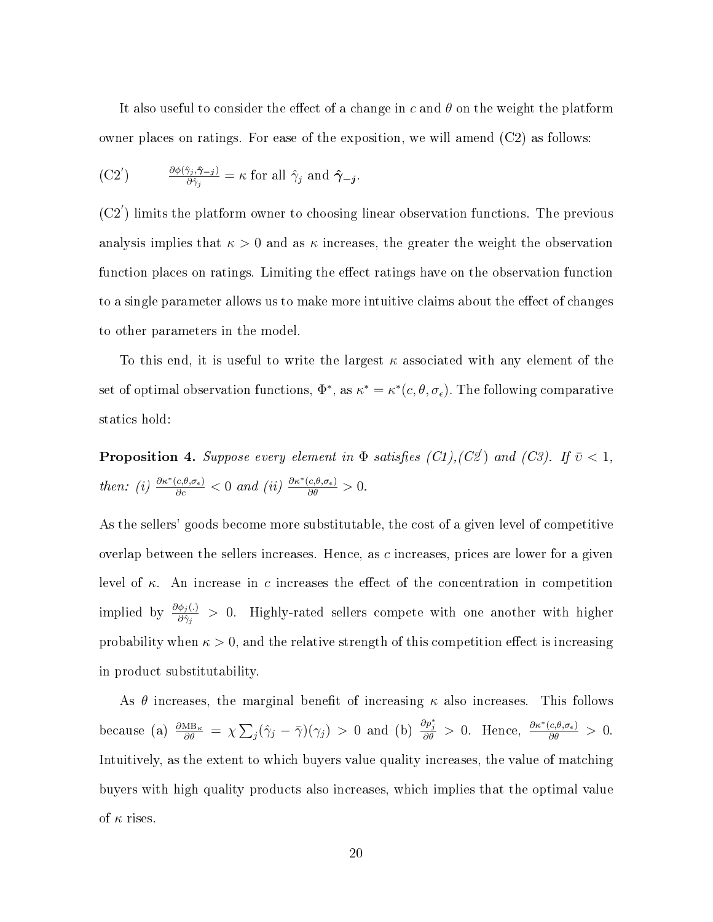It also useful to consider the effect of a change in $c$ and $\theta$ on the weight the platform owner places on ratings. For ease of the exposition, we will amend (C2) as follows:

(C2$'$) $\quad \frac{\partial \phi(\hat{\gamma}_j, \hat{\boldsymbol{\gamma}}_{-j})}{\partial \hat{\gamma}_j} = \kappa$ for all $\hat{\gamma}_j$ and $\hat{\boldsymbol{\gamma}}_{-j}$.

(C2$'$) limits the platform owner to choosing linear observation functions. The previous analysis implies that $\kappa > 0$ and as $\kappa$ increases, the greater the weight the observation function places on ratings. Limiting the effect ratings have on the observation function to a single parameter allows us to make more intuitive claims about the effect of changes to other parameters in the model.

To this end, it is useful to write the largest $\kappa$ associated with any element of the set of optimal observation functions, $\Phi^*$, as $\kappa^* = \kappa^*(c, \theta, \sigma_\epsilon)$. The following comparative statics hold:

**Proposition 4.** *Suppose every element in $\Phi$ satisfies (C1),(C2$'$) and (C3). If $\bar{\upsilon} < 1$, then: (i) $\frac{\partial \kappa^*(c,\theta,\sigma_\epsilon)}{\partial c} < 0$ and (ii) $\frac{\partial \kappa^*(c,\theta,\sigma_\epsilon)}{\partial \theta} > 0$.*

As the sellers' goods become more substitutable, the cost of a given level of competitive overlap between the sellers increases. Hence, as $c$ increases, prices are lower for a given level of $\kappa$. An increase in $c$ increases the effect of the concentration in competition implied by $\frac{\partial \phi_j(.)}{\partial \hat{\gamma}_j} > 0$. Highly-rated sellers compete with one another with higher probability when $\kappa > 0$, and the relative strength of this competition effect is increasing in product substitutability.

As $\theta$ increases, the marginal benefit of increasing $\kappa$ also increases. This follows because (a) $\frac{\partial \text{MB}_\kappa}{\partial \theta} = \chi \sum_j (\hat{\gamma}_j - \bar{\gamma})(\gamma_j) > 0$ and (b) $\frac{\partial p_j^*}{\partial \theta} > 0$. Hence, $\frac{\partial \kappa^*(c,\theta,\sigma_\epsilon)}{\partial \theta} > 0$. Intuitively, as the extent to which buyers value quality increases, the value of matching buyers with high quality products also increases, which implies that the optimal value of $\kappa$ rises.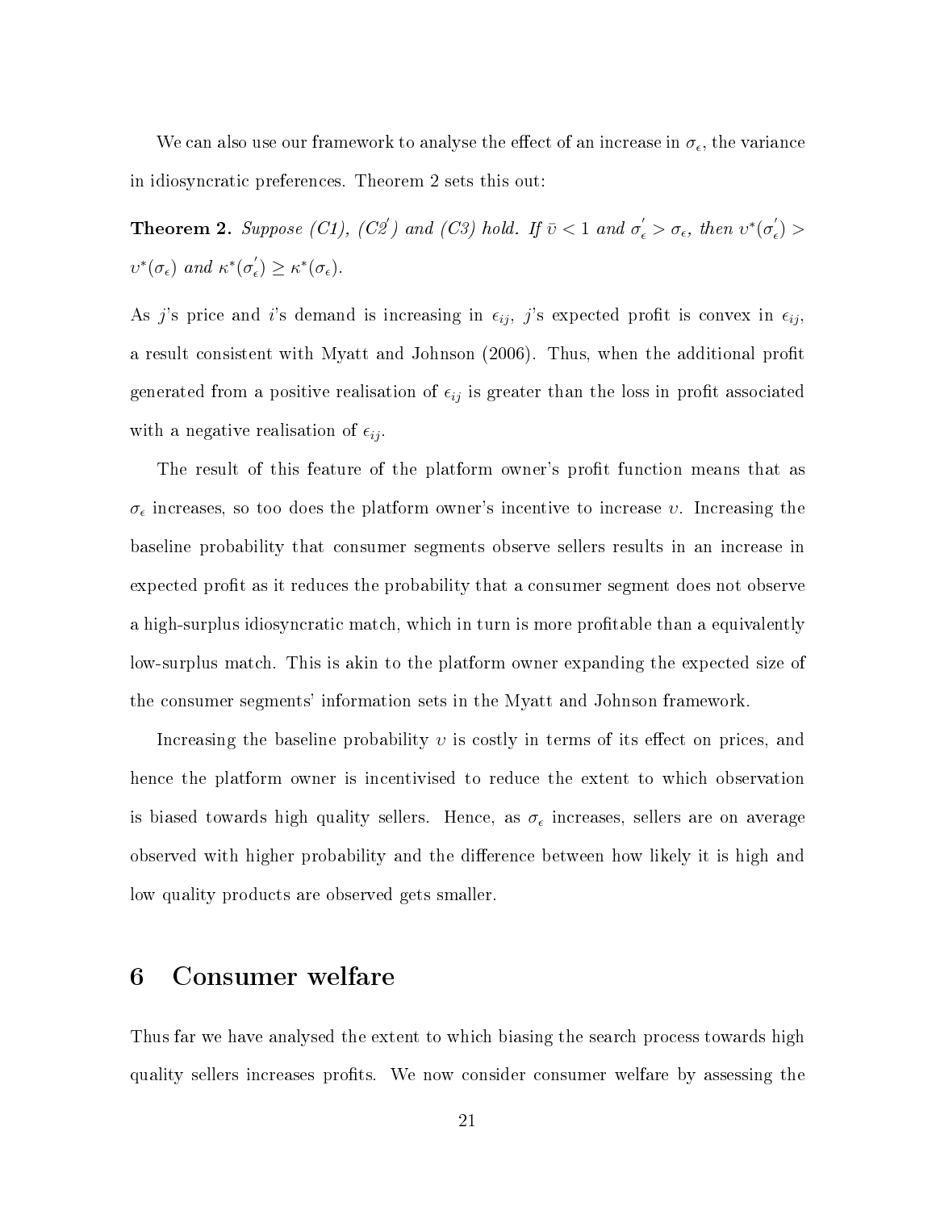We can also use our framework to analyse the effect of an increase in $\sigma_\epsilon$, the variance in idiosyncratic preferences. Theorem 2 sets this out:

**Theorem 2.** *Suppose (C1), (C2$'$) and (C3) hold. If $\bar{\upsilon} < 1$ and $\sigma_\epsilon' > \sigma_\epsilon$, then $\upsilon^*(\sigma_\epsilon') > \upsilon^*(\sigma_\epsilon)$ and $\kappa^*(\sigma_\epsilon') \geq \kappa^*(\sigma_\epsilon)$.*

As $j$'s price and $i$'s demand is increasing in $\epsilon_{ij}$, $j$'s expected profit is convex in $\epsilon_{ij}$, a result consistent with Myatt and Johnson (2006). Thus, when the additional profit generated from a positive realisation of $\epsilon_{ij}$ is greater than the loss in profit associated with a negative realisation of $\epsilon_{ij}$.

The result of this feature of the platform owner's profit function means that as $\sigma_\epsilon$ increases, so too does the platform owner's incentive to increase $\upsilon$. Increasing the baseline probability that consumer segments observe sellers results in an increase in expected profit as it reduces the probability that a consumer segment does not observe a high-surplus idiosyncratic match, which in turn is more profitable than a equivalently low-surplus match. This is akin to the platform owner expanding the expected size of the consumer segments' information sets in the Myatt and Johnson framework.

Increasing the baseline probability $\upsilon$ is costly in terms of its effect on prices, and hence the platform owner is incentivised to reduce the extent to which observation is biased towards high quality sellers. Hence, as $\sigma_\epsilon$ increases, sellers are on average observed with higher probability and the difference between how likely it is high and low quality products are observed gets smaller.

# 6 Consumer welfare

Thus far we have analysed the extent to which biasing the search process towards high quality sellers increases profits. We now consider consumer welfare by assessing the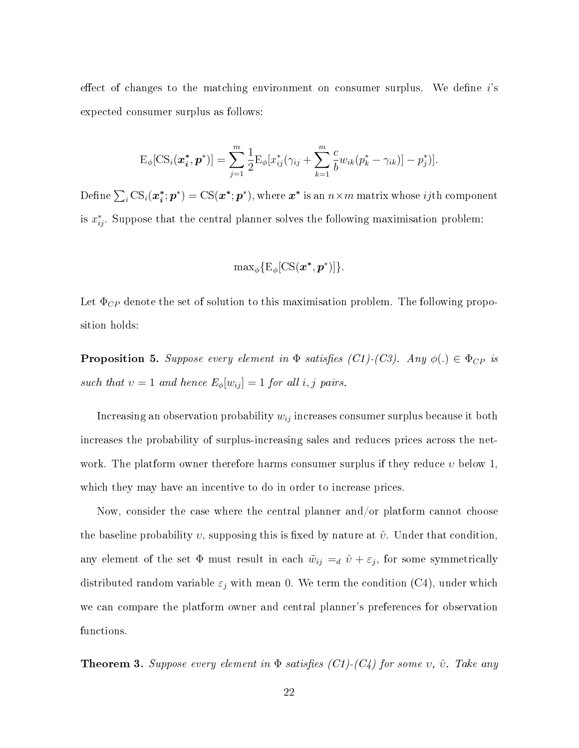effect of changes to the matching environment on consumer surplus. We define $i$'s expected consumer surplus as follows:

$$\mathrm{E}_\phi[\mathrm{CS}_i(\boldsymbol{x}_{\boldsymbol{i}}^{*}, \boldsymbol{p}^*)] = \sum_{j=1}^{m} \frac{1}{2} \mathrm{E}_\phi[x_{ij}^*(\gamma_{ij} + \sum_{k=1}^{m} \frac{c}{b} w_{ik}(p_k^* - \gamma_{ik})] - p_j^*)].$$

Define $\sum_i \mathrm{CS}_i(\boldsymbol{x}_{\boldsymbol{i}}^{*}; \boldsymbol{p}^*) = \mathrm{CS}(\boldsymbol{x}^*; \boldsymbol{p}^*)$, where $\boldsymbol{x}^*$ is an $n \times m$ matrix whose $ij$th component is $x_{ij}^*$. Suppose that the central planner solves the following maximisation problem:

$$\max_\phi \{\mathrm{E}_\phi[\mathrm{CS}(\boldsymbol{x}^*, \boldsymbol{p}^*)]\}.$$

Let $\Phi_{CP}$ denote the set of solution to this maximisation problem. The following proposition holds:

**Proposition 5.** *Suppose every element in $\Phi$ satisfies (C1)-(C3). Any $\phi(.) \in \Phi_{CP}$ is such that $\upsilon = 1$ and hence $E_\phi[w_{ij}] = 1$ for all $i, j$ pairs.*

Increasing an observation probability $w_{ij}$ increases consumer surplus because it both increases the probability of surplus-increasing sales and reduces prices across the network. The platform owner therefore harms consumer surplus if they reduce $\upsilon$ below 1, which they may have an incentive to do in order to increase prices.

Now, consider the case where the central planner and/or platform cannot choose the baseline probability $\upsilon$, supposing this is fixed by nature at $\hat{\upsilon}$. Under that condition, any element of the set $\Phi$ must result in each $\tilde{w}_{ij} =_d \hat{\upsilon} + \varepsilon_j$, for some symmetrically distributed random variable $\varepsilon_j$ with mean 0. We term the condition (C4), under which we can compare the platform owner and central planner's preferences for observation functions.

**Theorem 3.** *Suppose every element in $\Phi$ satisfies (C1)-(C4) for some $\upsilon$, $\hat{\upsilon}$. Take any*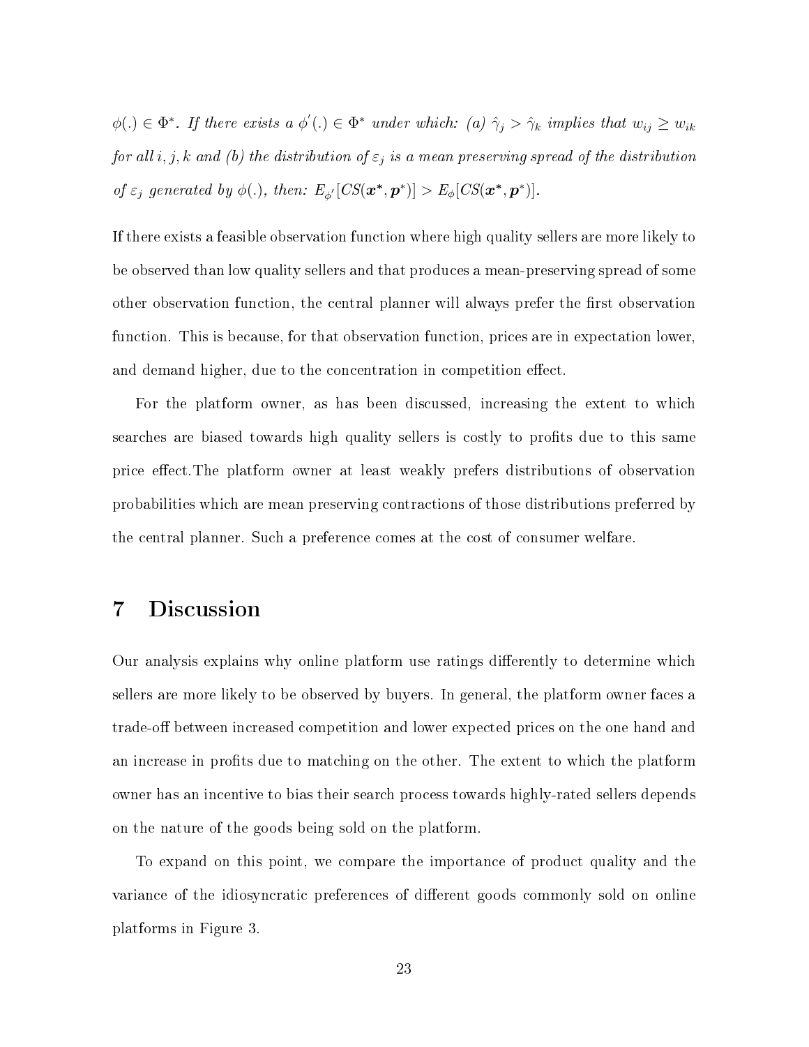*$\phi(.) \in \Phi^*$. If there exists a $\phi^{'}(.) \in \Phi^*$ under which: (a) $\hat{\gamma}_j > \hat{\gamma}_k$ implies that $w_{ij} \geq w_{ik}$ for all $i, j, k$ and (b) the distribution of $\varepsilon_j$ is a mean preserving spread of the distribution of $\varepsilon_j$ generated by $\phi(.)$, then: $E_{\phi'}[CS(\boldsymbol{x^*}, \boldsymbol{p}^*)] > E_{\phi}[CS(\boldsymbol{x^*}, \boldsymbol{p}^*)]$.*

If there exists a feasible observation function where high quality sellers are more likely to be observed than low quality sellers and that produces a mean-preserving spread of some other observation function, the central planner will always prefer the first observation function. This is because, for that observation function, prices are in expectation lower, and demand higher, due to the concentration in competition effect.

For the platform owner, as has been discussed, increasing the extent to which searches are biased towards high quality sellers is costly to profits due to this same price effect.The platform owner at least weakly prefers distributions of observation probabilities which are mean preserving contractions of those distributions preferred by the central planner. Such a preference comes at the cost of consumer welfare.

# 7 Discussion

Our analysis explains why online platform use ratings differently to determine which sellers are more likely to be observed by buyers. In general, the platform owner faces a trade-off between increased competition and lower expected prices on the one hand and an increase in profits due to matching on the other. The extent to which the platform owner has an incentive to bias their search process towards highly-rated sellers depends on the nature of the goods being sold on the platform.

To expand on this point, we compare the importance of product quality and the variance of the idiosyncratic preferences of different goods commonly sold on online platforms in Figure 3.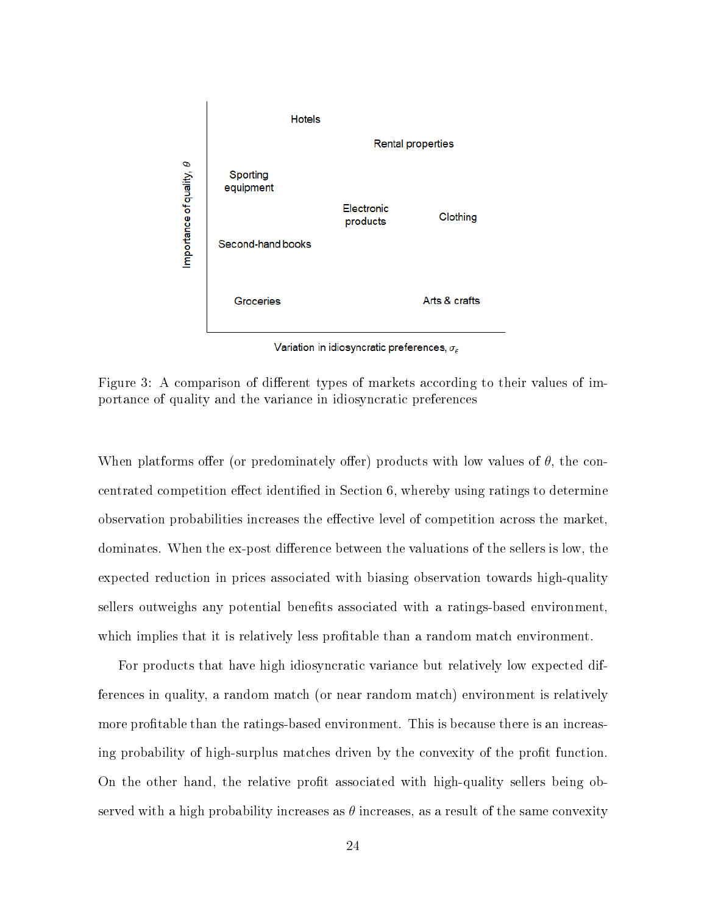Figure 3: A comparison of different types of markets according to their values of importance of quality and the variance in idiosyncratic preferences

When platforms offer (or predominately offer) products with low values of $\theta$, the concentrated competition effect identified in Section 6, whereby using ratings to determine observation probabilities increases the effective level of competition across the market, dominates. When the ex-post difference between the valuations of the sellers is low, the expected reduction in prices associated with biasing observation towards high-quality sellers outweighs any potential benefits associated with a ratings-based environment, which implies that it is relatively less profitable than a random match environment.

For products that have high idiosyncratic variance but relatively low expected differences in quality, a random match (or near random match) environment is relatively more profitable than the ratings-based environment. This is because there is an increasing probability of high-surplus matches driven by the convexity of the profit function. On the other hand, the relative profit associated with high-quality sellers being observed with a high probability increases as $\theta$ increases, as a result of the same convexity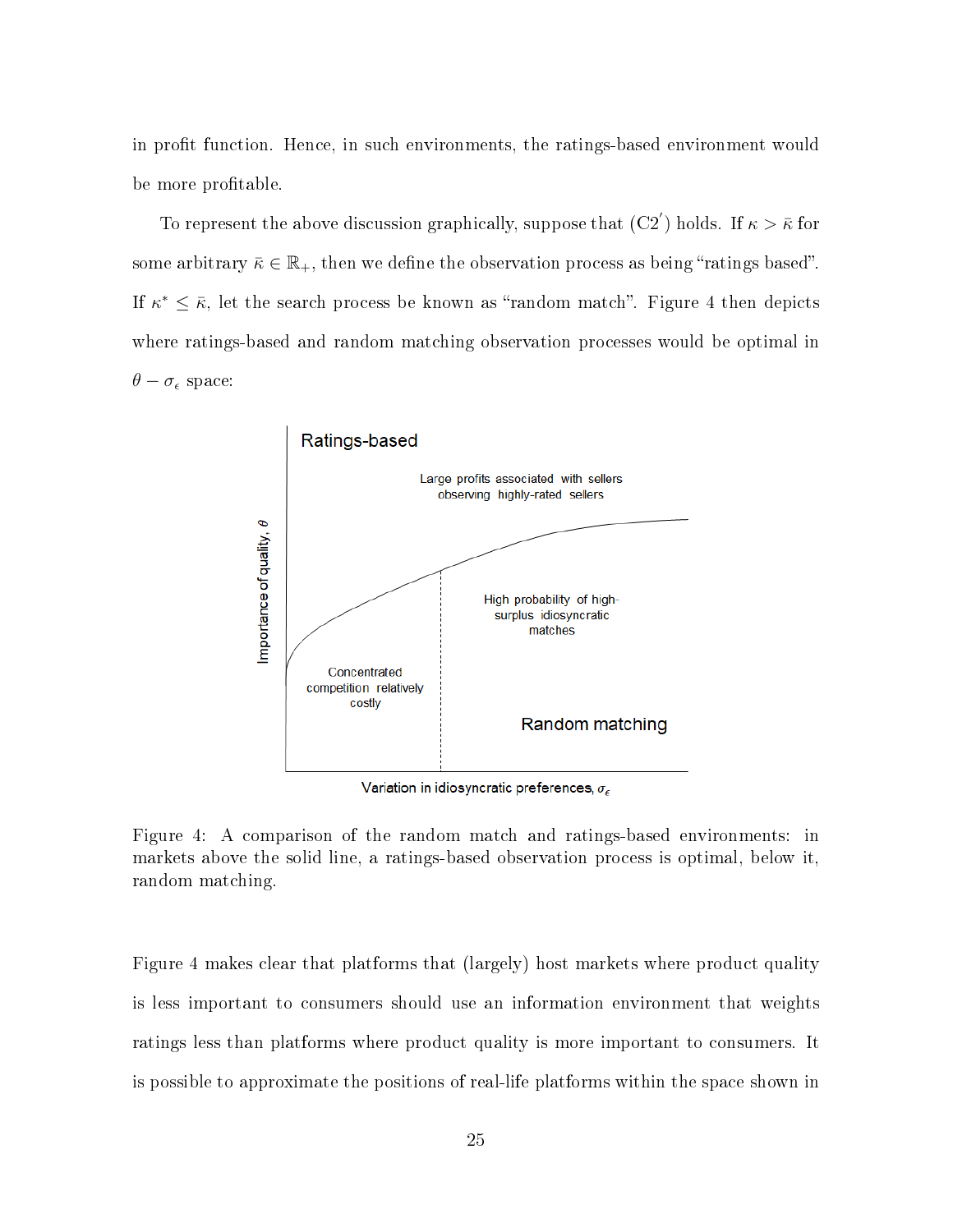in profit function. Hence, in such environments, the ratings-based environment would be more profitable.

To represent the above discussion graphically, suppose that (C2$'$) holds. If $\kappa > \bar{\kappa}$ for some arbitrary $\bar{\kappa} \in \mathbb{R}_+$, then we define the observation process as being "ratings based". If $\kappa^* \leq \bar{\kappa}$, let the search process be known as "random match". Figure 4 then depicts where ratings-based and random matching observation processes would be optimal in $\theta - \sigma_\epsilon$ space:

Figure 4: A comparison of the random match and ratings-based environments: in markets above the solid line, a ratings-based observation process is optimal, below it, random matching.

Figure 4 makes clear that platforms that (largely) host markets where product quality is less important to consumers should use an information environment that weights ratings less than platforms where product quality is more important to consumers. It is possible to approximate the positions of real-life platforms within the space shown in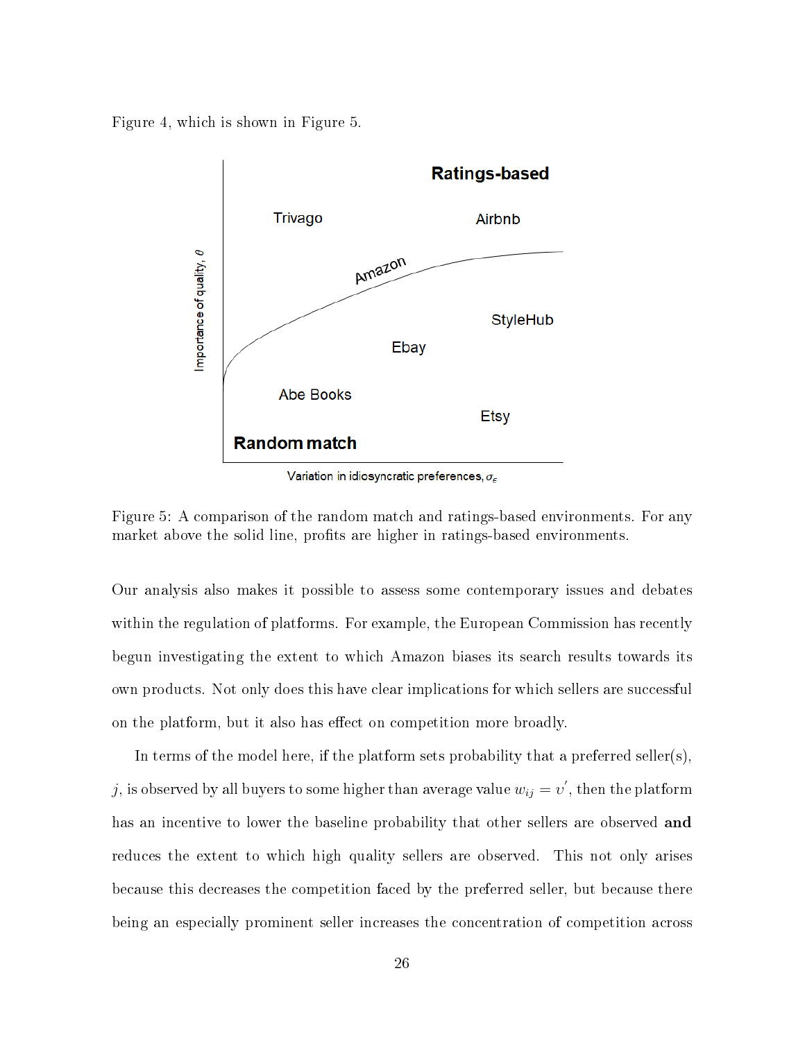Figure 4, which is shown in Figure 5.

Figure 5: A comparison of the random match and ratings-based environments. For any market above the solid line, profits are higher in ratings-based environments.

Our analysis also makes it possible to assess some contemporary issues and debates within the regulation of platforms. For example, the European Commission has recently begun investigating the extent to which Amazon biases its search results towards its own products. Not only does this have clear implications for which sellers are successful on the platform, but it also has effect on competition more broadly.

In terms of the model here, if the platform sets probability that a preferred seller(s), $j$, is observed by all buyers to some higher than average value $w_{ij} = \upsilon'$, then the platform has an incentive to lower the baseline probability that other sellers are observed **and** reduces the extent to which high quality sellers are observed. This not only arises because this decreases the competition faced by the preferred seller, but because there being an especially prominent seller increases the concentration of competition across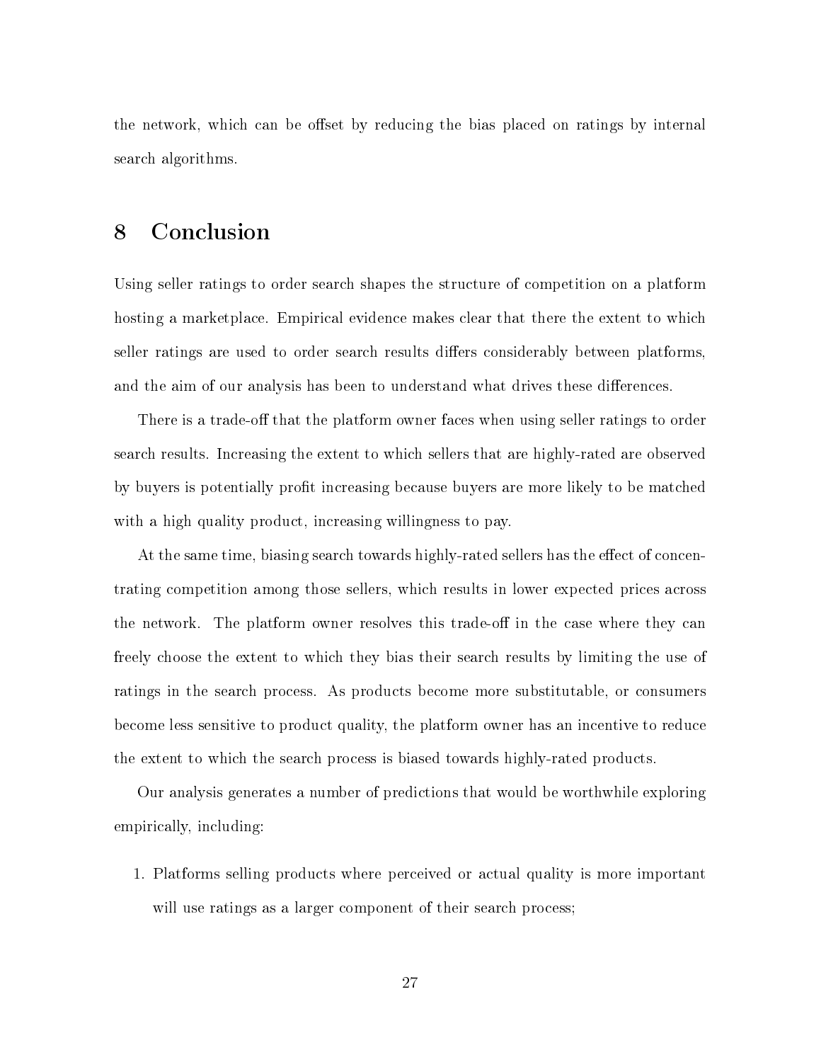the network, which can be offset by reducing the bias placed on ratings by internal search algorithms.

# 8 Conclusion

Using seller ratings to order search shapes the structure of competition on a platform hosting a marketplace. Empirical evidence makes clear that there the extent to which seller ratings are used to order search results differs considerably between platforms, and the aim of our analysis has been to understand what drives these differences.

There is a trade-off that the platform owner faces when using seller ratings to order search results. Increasing the extent to which sellers that are highly-rated are observed by buyers is potentially profit increasing because buyers are more likely to be matched with a high quality product, increasing willingness to pay.

At the same time, biasing search towards highly-rated sellers has the effect of concentrating competition among those sellers, which results in lower expected prices across the network. The platform owner resolves this trade-off in the case where they can freely choose the extent to which they bias their search results by limiting the use of ratings in the search process. As products become more substitutable, or consumers become less sensitive to product quality, the platform owner has an incentive to reduce the extent to which the search process is biased towards highly-rated products.

Our analysis generates a number of predictions that would be worthwhile exploring empirically, including:

1. Platforms selling products where perceived or actual quality is more important will use ratings as a larger component of their search process;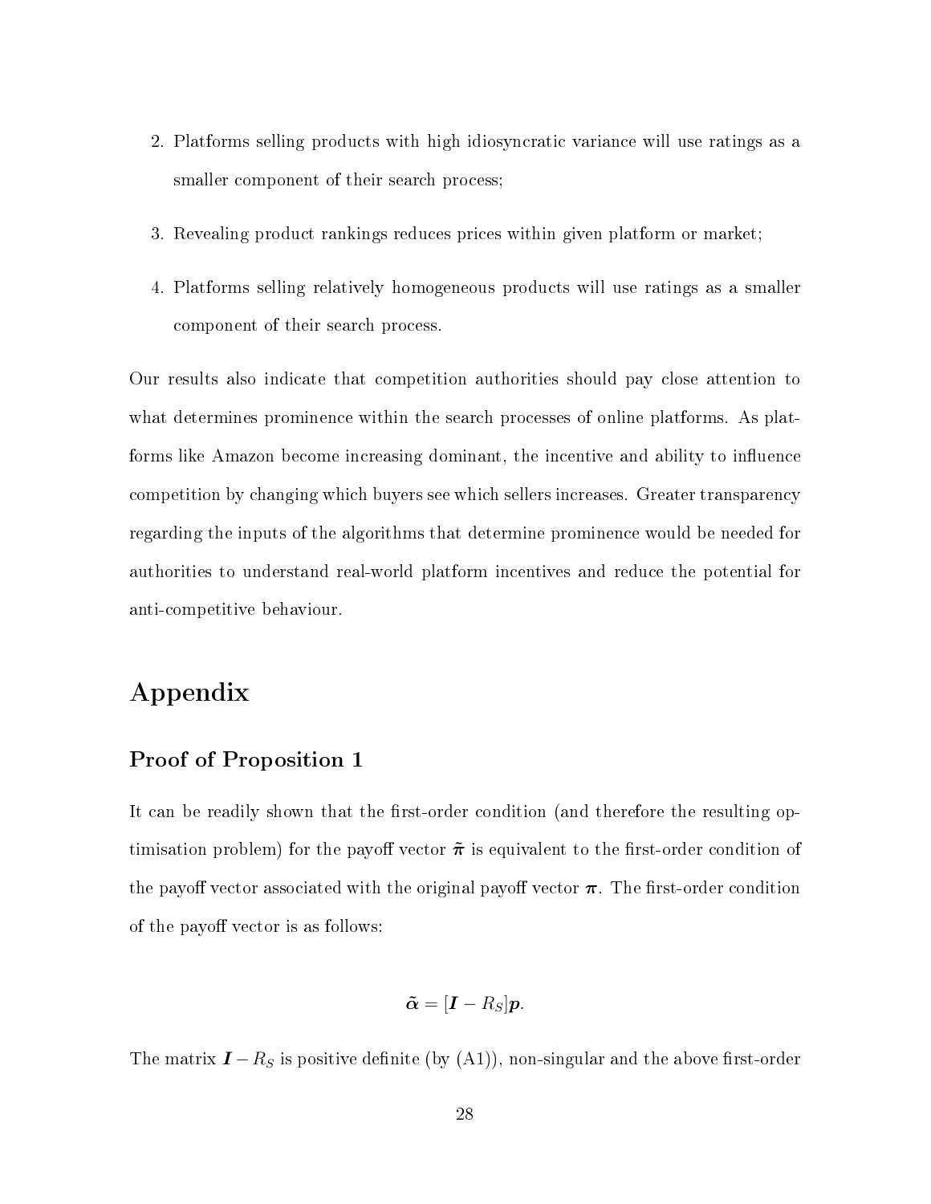2. Platforms selling products with high idiosyncratic variance will use ratings as a smaller component of their search process;
3. Revealing product rankings reduces prices within given platform or market;
4. Platforms selling relatively homogeneous products will use ratings as a smaller component of their search process.

Our results also indicate that competition authorities should pay close attention to what determines prominence within the search processes of online platforms. As platforms like Amazon become increasing dominant, the incentive and ability to influence competition by changing which buyers see which sellers increases. Greater transparency regarding the inputs of the algorithms that determine prominence would be needed for authorities to understand real-world platform incentives and reduce the potential for anti-competitive behaviour.

# Appendix

## Proof of Proposition 1

It can be readily shown that the first-order condition (and therefore the resulting optimisation problem) for the payoff vector $\tilde{\boldsymbol{\pi}}$ is equivalent to the first-order condition of the payoff vector associated with the original payoff vector $\boldsymbol{\pi}$. The first-order condition of the payoff vector is as follows:

$$\tilde{\boldsymbol{\alpha}} = [\boldsymbol{I} - R_S]\boldsymbol{p}.$$

The matrix $\boldsymbol{I} - R_S$ is positive definite (by (A1)), non-singular and the above first-order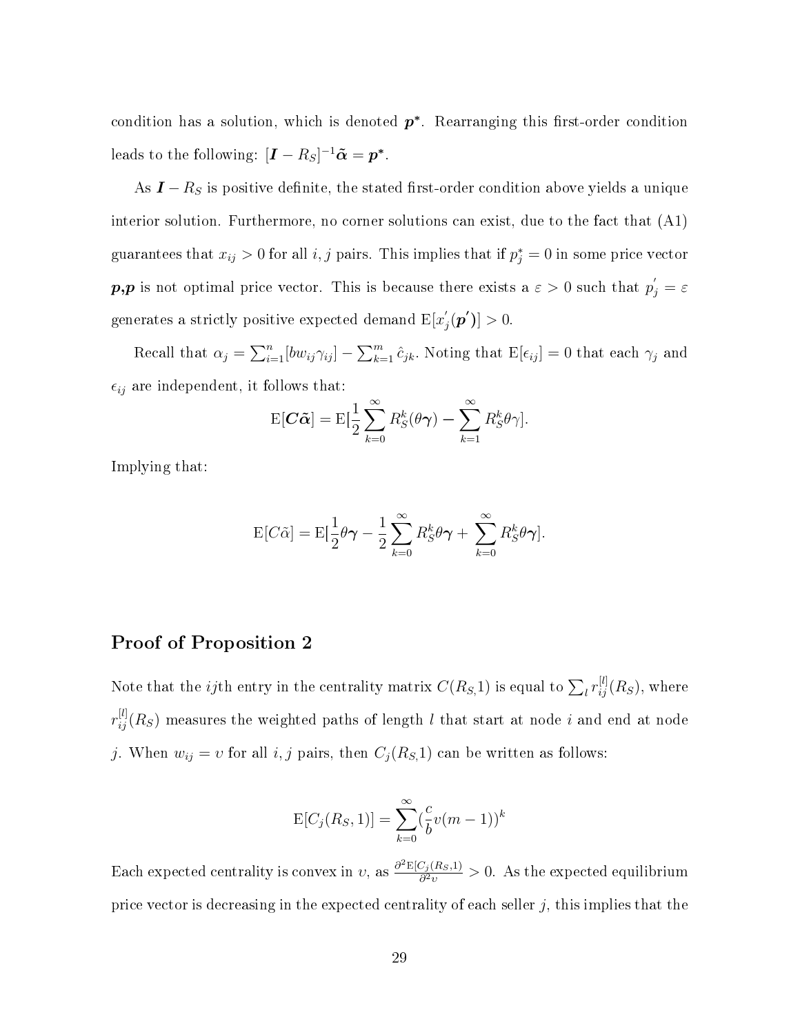condition has a solution, which is denoted $\boldsymbol{p}^*$. Rearranging this first-order condition leads to the following: $[\boldsymbol{I} - R_S]^{-1}\tilde{\boldsymbol{\alpha}} = \boldsymbol{p}^*$.

As $\boldsymbol{I} - R_S$ is positive definite, the stated first-order condition above yields a unique interior solution. Furthermore, no corner solutions can exist, due to the fact that (A1) guarantees that $x_{ij} > 0$ for all $i, j$ pairs. This implies that if $p_j^* = 0$ in some price vector $\boldsymbol{p}$,$\boldsymbol{p}$ is not optimal price vector. This is because there exists a $\varepsilon > 0$ such that $p_j^{'} = \varepsilon$ generates a strictly positive expected demand $\mathrm{E}[x_j^{'}(\boldsymbol{p'})] > 0$.

Recall that $\alpha_j = \sum_{i=1}^{n}[bw_{ij}\gamma_{ij}] - \sum_{k=1}^{m}\hat{c}_{jk}$. Noting that $\mathrm{E}[\epsilon_{ij}] = 0$ that each $\gamma_j$ and $\epsilon_{ij}$ are independent, it follows that:

$$\mathrm{E}[\boldsymbol{C}\tilde{\boldsymbol{\alpha}}] = \mathrm{E}[\frac{1}{2}\sum_{k=0}^{\infty}R_S^k(\theta\boldsymbol{\gamma}) - \sum_{k=1}^{\infty}R_S^k\theta\gamma].$$

Implying that:

$$\mathrm{E}[C\tilde{\alpha}] = \mathrm{E}[\frac{1}{2}\theta\boldsymbol{\gamma} - \frac{1}{2}\sum_{k=0}^{\infty}R_S^k\theta\boldsymbol{\gamma} + \sum_{k=0}^{\infty}R_S^k\theta\boldsymbol{\gamma}].$$

## Proof of Proposition 2

Note that the $ij$th entry in the centrality matrix $C(R_S,1)$ is equal to $\sum_l r_{ij}^{[l]}(R_S)$, where $r_{ij}^{[l]}(R_S)$ measures the weighted paths of length $l$ that start at node $i$ and end at node $j$. When $w_{ij} = \upsilon$ for all $i, j$ pairs, then $C_j(R_S,1)$ can be written as follows:

$$\mathrm{E}[C_j(R_S,1)] = \sum_{k=0}^{\infty}(\frac{c}{b}\upsilon(m-1))^k$$

Each expected centrality is convex in $\upsilon$, as $\frac{\partial^2\mathrm{E}[C_j(R_S,1)]}{\partial^2\upsilon} > 0$. As the expected equilibrium price vector is decreasing in the expected centrality of each seller $j$, this implies that the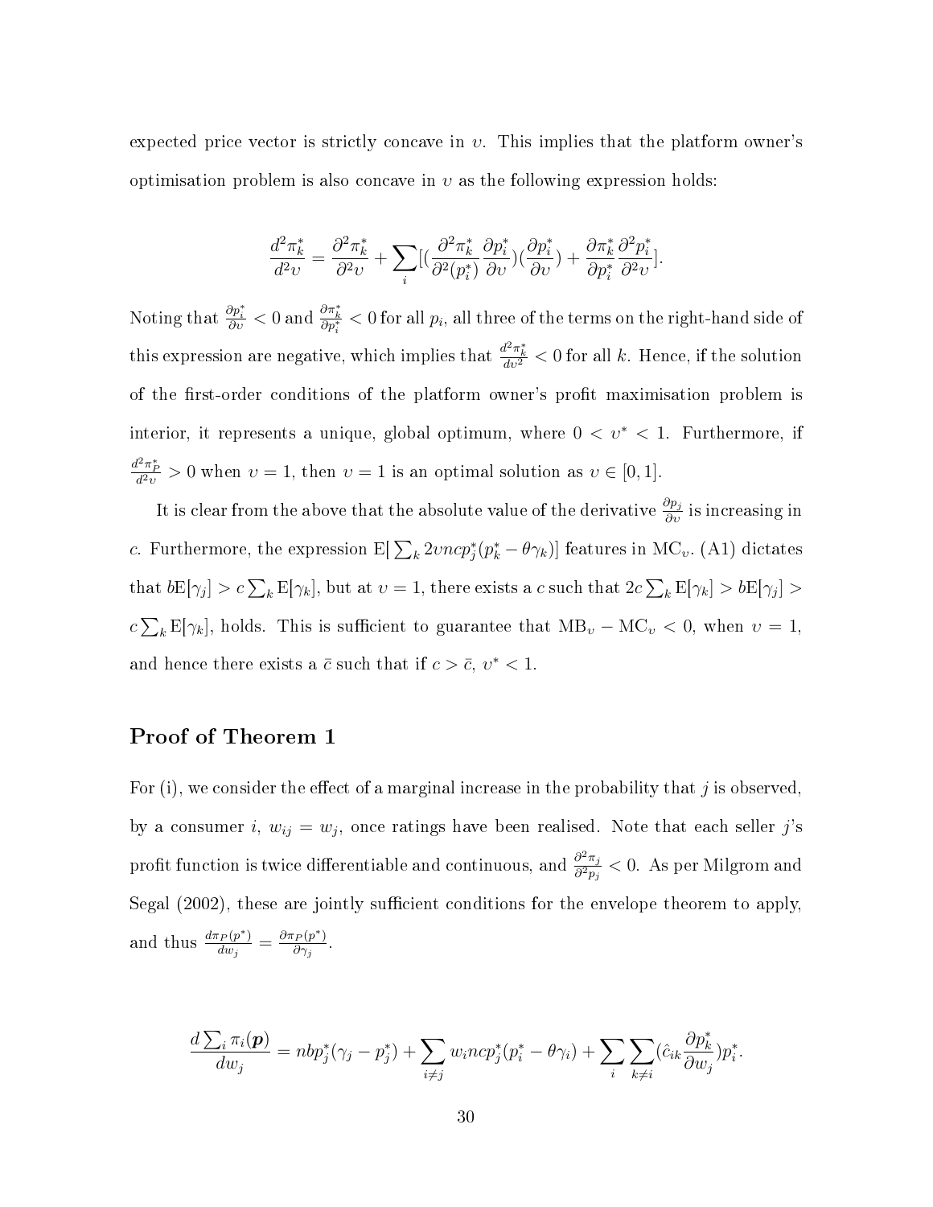expected price vector is strictly concave in $\upsilon$. This implies that the platform owner's optimisation problem is also concave in $\upsilon$ as the following expression holds:

$$\frac{d^2\pi_k^*}{d^2\upsilon} = \frac{\partial^2\pi_k^*}{\partial^2\upsilon} + \sum_i [(\frac{\partial^2\pi_k^*}{\partial^2(p_i^*)}\frac{\partial p_i^*}{\partial\upsilon})(\frac{\partial p_i^*}{\partial\upsilon}) + \frac{\partial\pi_k^*}{\partial p_i^*}\frac{\partial^2 p_i^*}{\partial^2\upsilon}].$$

Noting that $\frac{\partial p_i^*}{\partial\upsilon} < 0$ and $\frac{\partial\pi_k^*}{\partial p_i^*} < 0$ for all $p_i$, all three of the terms on the right-hand side of this expression are negative, which implies that $\frac{d^2\pi_k^*}{d\upsilon^2} < 0$ for all $k$. Hence, if the solution of the first-order conditions of the platform owner's profit maximisation problem is interior, it represents a unique, global optimum, where $0 < \upsilon^* < 1$. Furthermore, if $\frac{d^2\pi_P^*}{d^2\upsilon} > 0$ when $\upsilon = 1$, then $\upsilon = 1$ is an optimal solution as $\upsilon \in [0, 1]$.

It is clear from the above that the absolute value of the derivative $\frac{\partial p_j}{\partial\upsilon}$ is increasing in $c$. Furthermore, the expression $\mathrm{E}[\sum_k 2\upsilon ncp_j^*(p_k^* - \theta\gamma_k)]$ features in $\mathrm{MC}_\upsilon$. (A1) dictates that $b\mathrm{E}[\gamma_j] > c\sum_k \mathrm{E}[\gamma_k]$, but at $\upsilon = 1$, there exists a $c$ such that $2c\sum_k \mathrm{E}[\gamma_k] > b\mathrm{E}[\gamma_j] > c\sum_k \mathrm{E}[\gamma_k]$, holds. This is sufficient to guarantee that $\mathrm{MB}_\upsilon - \mathrm{MC}_\upsilon < 0$, when $\upsilon = 1$, and hence there exists a $\bar{c}$ such that if $c > \bar{c}$, $\upsilon^* < 1$.

## Proof of Theorem 1

For (i), we consider the effect of a marginal increase in the probability that $j$ is observed, by a consumer $i$, $w_{ij} = w_j$, once ratings have been realised. Note that each seller $j$'s profit function is twice differentiable and continuous, and $\frac{\partial^2\pi_j}{\partial^2 p_j} < 0$. As per Milgrom and Segal (2002), these are jointly sufficient conditions for the envelope theorem to apply, and thus $\frac{d\pi_P(p^*)}{dw_j} = \frac{\partial\pi_P(p^*)}{\partial\gamma_j}$.

$$\frac{d\sum_i \pi_i(\boldsymbol{p})}{dw_j} = nbp_j^*(\gamma_j - p_j^*) + \sum_{i\neq j} w_i ncp_j^*(p_i^* - \theta\gamma_i) + \sum_i \sum_{k\neq i}(\hat{c}_{ik}\frac{\partial p_k^*}{\partial w_j})p_i^*.$$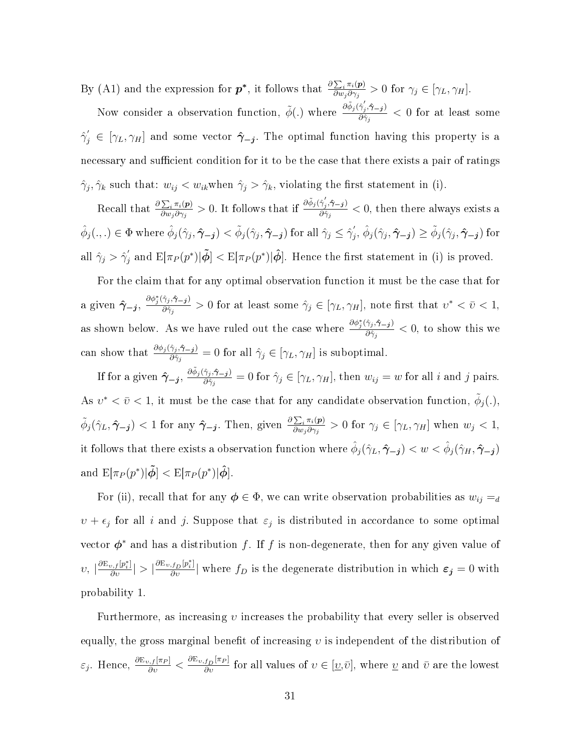By (A1) and the expression for $\boldsymbol{p^*}$, it follows that $\frac{\partial \sum_i \pi_i(\boldsymbol{p})}{\partial w_j \partial \gamma_j} > 0$ for $\gamma_j \in [\gamma_L, \gamma_H]$.

Now consider a observation function, $\tilde{\phi}(.)$ where $\frac{\partial \tilde{\phi}_j(\hat{\gamma}_j^{'}, \hat{\boldsymbol{\gamma}}_{\boldsymbol{-j}})}{\partial \hat{\gamma}_j} < 0$ for at least some $\hat{\gamma}_j^{'} \in [\gamma_L, \gamma_H]$ and some vector $\hat{\boldsymbol{\gamma}}_{\boldsymbol{-j}}$. The optimal function having this property is a necessary and sufficient condition for it to be the case that there exists a pair of ratings $\hat{\gamma}_j, \hat{\gamma}_k$ such that: $w_{ij} < w_{ik}$when $\hat{\gamma}_j > \hat{\gamma}_k$, violating the first statement in (i).

Recall that $\frac{\partial \sum_i \pi_i(\boldsymbol{p})}{\partial w_j \partial \gamma_j} > 0$. It follows that if $\frac{\partial \tilde{\phi}_j(\hat{\gamma}_j^{'}, \hat{\boldsymbol{\gamma}}_{\boldsymbol{-j}})}{\partial \hat{\gamma}_j} < 0$, then there always exists a $\hat{\phi}_j(.,.) \in \Phi$ where $\hat{\phi}_j(\hat{\gamma}_j, \hat{\boldsymbol{\gamma}}_{\boldsymbol{-j}}) < \tilde{\phi}_j(\hat{\gamma}_j, \hat{\boldsymbol{\gamma}}_{\boldsymbol{-j}})$ for all $\hat{\gamma}_j \leq \hat{\gamma}_j^{'}$, $\hat{\phi}_j(\hat{\gamma}_j, \hat{\boldsymbol{\gamma}}_{\boldsymbol{-j}}) \geq \tilde{\phi}_j(\hat{\gamma}_j, \hat{\boldsymbol{\gamma}}_{\boldsymbol{-j}})$ for all $\hat{\gamma}_j > \hat{\gamma}_j^{'}$ and $\mathrm{E}[\pi_P(p^*)|\tilde{\boldsymbol{\phi}}] < \mathrm{E}[\pi_P(p^*)|\hat{\boldsymbol{\phi}}]$. Hence the first statement in (i) is proved.

For the claim that for any optimal observation function it must be the case that for a given $\hat{\boldsymbol{\gamma}}_{\boldsymbol{-j}}$, $\frac{\partial \phi_j^*(\hat{\gamma}_j, \hat{\boldsymbol{\gamma}}_{\boldsymbol{-j}})}{\partial \hat{\gamma}_j} > 0$ for at least some $\hat{\gamma}_j \in [\gamma_L, \gamma_H]$, note first that $\upsilon^* < \bar{\upsilon} < 1$, as shown below. As we have ruled out the case where $\frac{\partial \phi_j^*(\hat{\gamma}_j, \hat{\boldsymbol{\gamma}}_{\boldsymbol{-j}})}{\partial \hat{\gamma}_j} < 0$, to show this we can show that $\frac{\partial \phi_j(\hat{\gamma}_j, \hat{\boldsymbol{\gamma}}_{\boldsymbol{-j}})}{\partial \hat{\gamma}_j} = 0$ for all $\hat{\gamma}_j \in [\gamma_L, \gamma_H]$ is suboptimal.

If for a given $\hat{\boldsymbol{\gamma}}_{\boldsymbol{-j}}$, $\frac{\partial \tilde{\phi}_j(\hat{\gamma}_j, \hat{\boldsymbol{\gamma}}_{\boldsymbol{-j}})}{\partial \hat{\gamma}_j} = 0$ for $\hat{\gamma}_j \in [\gamma_L, \gamma_H]$, then $w_{ij} = w$ for all $i$ and $j$ pairs. As $\upsilon^* < \bar{\upsilon} < 1$, it must be the case that for any candidate observation function, $\tilde{\phi}_j(.)$, $\tilde{\phi}_j(\hat{\gamma}_L, \hat{\boldsymbol{\gamma}}_{\boldsymbol{-j}}) < 1$ for any $\hat{\boldsymbol{\gamma}}_{\boldsymbol{-j}}$. Then, given $\frac{\partial \sum_i \pi_i(\boldsymbol{p})}{\partial w_j \partial \gamma_j} > 0$ for $\gamma_j \in [\gamma_L, \gamma_H]$ when $w_j < 1$, it follows that there exists a observation function where $\hat{\phi}_j(\hat{\gamma}_L, \hat{\boldsymbol{\gamma}}_{\boldsymbol{-j}}) < w < \hat{\phi}_j(\hat{\gamma}_H, \hat{\boldsymbol{\gamma}}_{\boldsymbol{-j}})$ and $\mathrm{E}[\pi_P(p^*)|\tilde{\boldsymbol{\phi}}] < \mathrm{E}[\pi_P(p^*)|\hat{\boldsymbol{\phi}}]$.

For (ii), recall that for any $\boldsymbol{\phi} \in \Phi$, we can write observation probabilities as $w_{ij} =_d \upsilon + \epsilon_j$ for all $i$ and $j$. Suppose that $\varepsilon_j$ is distributed in accordance to some optimal vector $\boldsymbol{\phi}^*$ and has a distribution $f$. If $f$ is non-degenerate, then for any given value of $\upsilon$, $|\frac{\partial \mathrm{E}_{\upsilon,f}[p_i^*]}{\partial \upsilon}| > |\frac{\partial \mathrm{E}_{\upsilon,f_D}[p_i^*]}{\partial \upsilon}|$ where $f_D$ is the degenerate distribution in which $\boldsymbol{\varepsilon_j} = 0$ with probability 1.

Furthermore, as increasing $\upsilon$ increases the probability that every seller is observed equally, the gross marginal benefit of increasing $\upsilon$ is independent of the distribution of $\varepsilon_j$. Hence, $\frac{\partial \mathrm{E}_{\upsilon,f}[\pi_P]}{\partial \upsilon} < \frac{\partial \mathrm{E}_{\upsilon,f_D}[\pi_P]}{\partial \upsilon}$ for all values of $\upsilon \in [\underline{\upsilon}, \bar{\upsilon}]$, where $\underline{\upsilon}$ and $\bar{\upsilon}$ are the lowest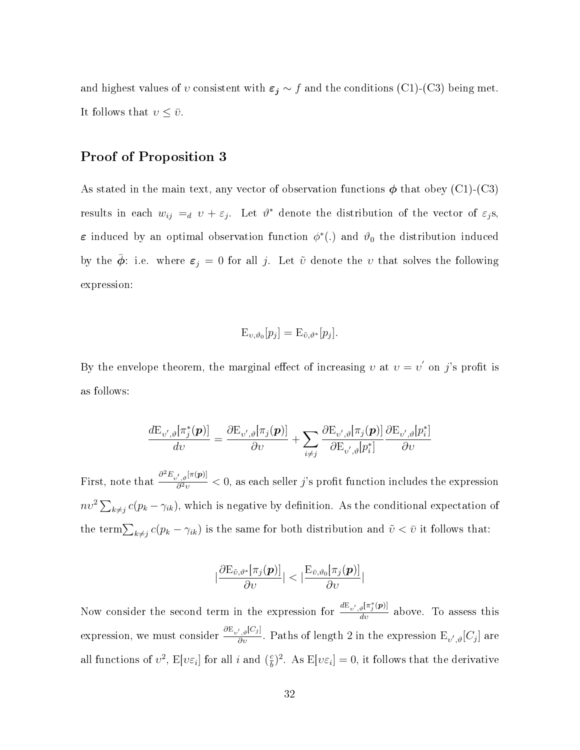and highest values of $\upsilon$ consistent with $\boldsymbol{\varepsilon_j} \sim f$ and the conditions (C1)-(C3) being met. It follows that $\upsilon \leq \bar{\upsilon}$.

## Proof of Proposition 3

As stated in the main text, any vector of observation functions $\boldsymbol{\phi}$ that obey (C1)-(C3) results in each $w_{ij} =_d \upsilon + \varepsilon_j$. Let $\vartheta^*$ denote the distribution of the vector of $\varepsilon_j$s, $\boldsymbol{\varepsilon}$ induced by an optimal observation function $\phi^*(.)$ and $\vartheta_0$ the distribution induced by the $\bar{\boldsymbol{\phi}}$: i.e. where $\boldsymbol{\varepsilon}_j = 0$ for all $j$. Let $\tilde{\upsilon}$ denote the $\upsilon$ that solves the following expression:

$$\mathrm{E}_{\upsilon,\vartheta_0}[p_j] = \mathrm{E}_{\tilde{\upsilon},\vartheta^*}[p_j].$$

By the envelope theorem, the marginal effect of increasing $\upsilon$ at $\upsilon = \upsilon'$ on $j$'s profit is as follows:

$$\frac{d\mathrm{E}_{\upsilon',\vartheta}[\pi_j^*(\boldsymbol{p})]}{d\upsilon} = \frac{\partial \mathrm{E}_{\upsilon',\vartheta}[\pi_j(\boldsymbol{p})]}{\partial \upsilon} + \sum_{i \neq j} \frac{\partial \mathrm{E}_{\upsilon',\vartheta}[\pi_j(\boldsymbol{p})]}{\partial \mathrm{E}_{\upsilon',\vartheta}[p_i^*]} \frac{\partial \mathrm{E}_{\upsilon',\vartheta}[p_i^*]}{\partial \upsilon}$$

First, note that $\frac{\partial^2 E_{\upsilon',\vartheta}[\pi(\boldsymbol{p})]}{\partial^2 \upsilon} < 0$, as each seller $j$'s profit function includes the expression $n\upsilon^2 \sum_{k \neq j} c(p_k - \gamma_{ik})$, which is negative by definition. As the conditional expectation of the term$\sum_{k \neq j} c(p_k - \gamma_{ik})$ is the same for both distribution and $\tilde{\upsilon} < \bar{\upsilon}$ it follows that:

$$|\frac{\partial \mathrm{E}_{\tilde{\upsilon},\vartheta^*}[\pi_j(\boldsymbol{p})]}{\partial \upsilon}| < |\frac{\mathrm{E}_{\bar{\upsilon},\vartheta_0}[\pi_j(\boldsymbol{p})]}{\partial \upsilon}|$$

Now consider the second term in the expression for $\frac{d\mathrm{E}_{\upsilon',\vartheta}[\pi_j^*(\boldsymbol{p})]}{d\upsilon}$ above. To assess this expression, we must consider $\frac{\partial \mathrm{E}_{\upsilon',\vartheta}[C_j]}{\partial \upsilon}$. Paths of length 2 in the expression $\mathrm{E}_{\upsilon',\vartheta}[C_j]$ are all functions of $\upsilon^2$, $\mathrm{E}[\upsilon\varepsilon_i]$ for all $i$ and $(\frac{c}{b})^2$. As $\mathrm{E}[\upsilon\varepsilon_i] = 0$, it follows that the derivative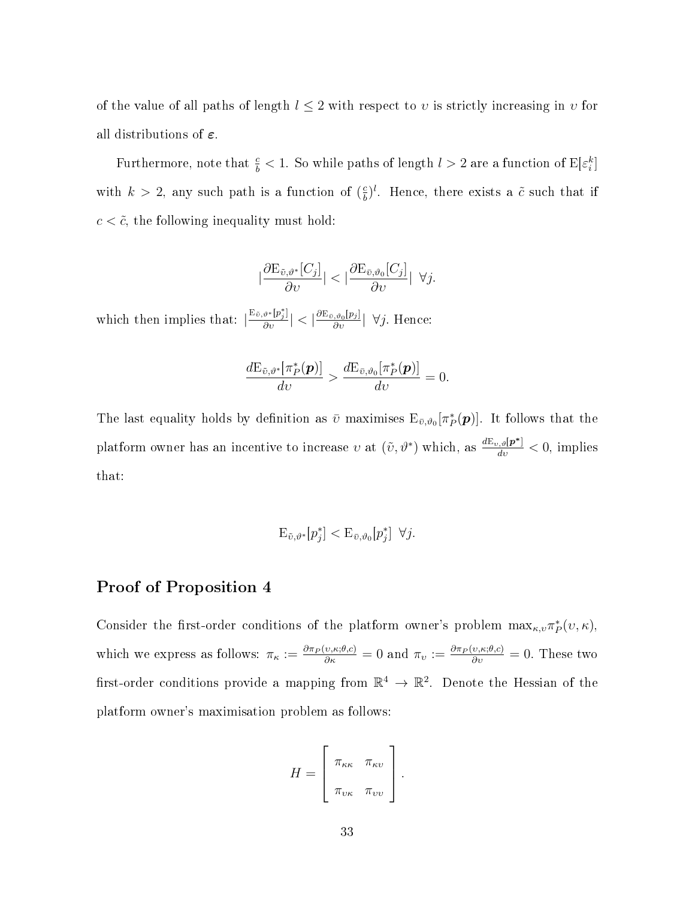of the value of all paths of length $l \leq 2$ with respect to $\upsilon$ is strictly increasing in $\upsilon$ for all distributions of $\boldsymbol{\varepsilon}$.

Furthermore, note that $\frac{c}{b} < 1$. So while paths of length $l > 2$ are a function of $\mathrm{E}[\varepsilon_i^k]$ with $k > 2$, any such path is a function of $(\frac{c}{b})^l$. Hence, there exists a $\tilde{c}$ such that if $c < \tilde{c}$, the following inequality must hold:

$$|\frac{\partial \mathrm{E}_{\bar{\upsilon},\vartheta^*}[C_j]}{\partial \upsilon}| < |\frac{\partial \mathrm{E}_{\bar{\upsilon},\vartheta_0}[C_j]}{\partial \upsilon}| \ \ \forall j.$$

which then implies that: $|\frac{\mathrm{E}_{\bar{\upsilon},\vartheta^*}[p_j^*]}{\partial \upsilon}| < |\frac{\partial \mathrm{E}_{\bar{\upsilon},\vartheta_0}[p_j]}{\partial \upsilon}| \ \ \forall j$. Hence:

$$\frac{d\mathrm{E}_{\bar{\upsilon},\vartheta^*}[\pi_P^*(\boldsymbol{p})]}{d\upsilon} > \frac{d\mathrm{E}_{\bar{\upsilon},\vartheta_0}[\pi_P^*(\boldsymbol{p})]}{d\upsilon} = 0.$$

The last equality holds by definition as $\bar{\upsilon}$ maximises $\mathrm{E}_{\bar{\upsilon},\vartheta_0}[\pi_P^*(\boldsymbol{p})]$. It follows that the platform owner has an incentive to increase $\upsilon$ at $(\tilde{\upsilon}, \vartheta^*)$ which, as $\frac{d\mathrm{E}_{\upsilon,\vartheta}[\boldsymbol{p}^*]}{d\upsilon} < 0$, implies that:

$$\mathrm{E}_{\tilde{\upsilon},\vartheta^*}[p_j^*] < \mathrm{E}_{\bar{\upsilon},\vartheta_0}[p_j^*] \ \ \forall j.$$

## Proof of Proposition 4

Consider the first-order conditions of the platform owner's problem $\max_{\kappa,\upsilon} \pi_P^*(\upsilon, \kappa)$, which we express as follows: $\pi_\kappa := \frac{\partial \pi_P(\upsilon,\kappa;\theta,c)}{\partial \kappa} = 0$ and $\pi_\upsilon := \frac{\partial \pi_P(\upsilon,\kappa;\theta,c)}{\partial \upsilon} = 0$. These two first-order conditions provide a mapping from $\mathbb{R}^4 \to \mathbb{R}^2$. Denote the Hessian of the platform owner's maximisation problem as follows:

$$H = \begin{bmatrix} \pi_{\kappa\kappa} & \pi_{\kappa\upsilon} \\ \pi_{\upsilon\kappa} & \pi_{\upsilon\upsilon} \end{bmatrix}.$$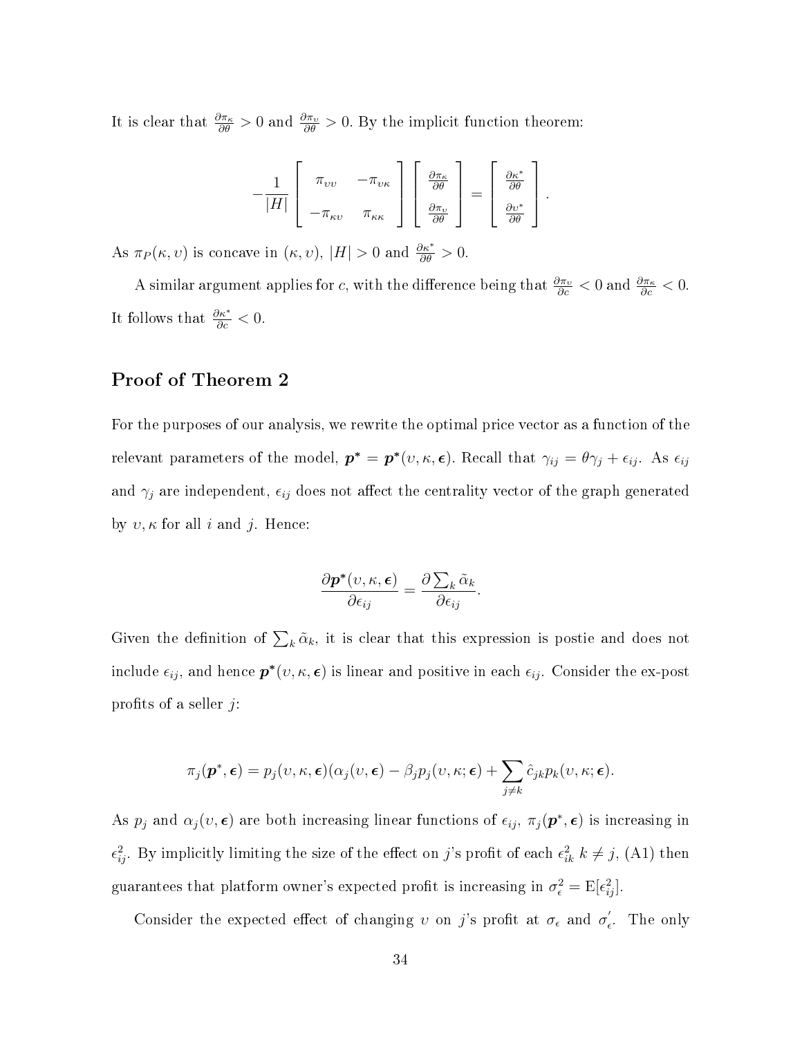It is clear that $\frac{\partial \pi_\kappa}{\partial \theta} > 0$ and $\frac{\partial \pi_\upsilon}{\partial \theta} > 0$. By the implicit function theorem:

$$-\frac{1}{|H|}\begin{bmatrix} \pi_{\upsilon\upsilon} & -\pi_{\upsilon\kappa} \\ -\pi_{\kappa\upsilon} & \pi_{\kappa\kappa} \end{bmatrix}\begin{bmatrix} \frac{\partial \pi_\kappa}{\partial \theta} \\ \frac{\partial \pi_\upsilon}{\partial \theta} \end{bmatrix} = \begin{bmatrix} \frac{\partial \kappa^*}{\partial \theta} \\ \frac{\partial \upsilon^*}{\partial \theta} \end{bmatrix}.$$

As $\pi_P(\kappa, \upsilon)$ is concave in $(\kappa, \upsilon)$, $|H| > 0$ and $\frac{\partial \kappa^*}{\partial \theta} > 0$.

A similar argument applies for $c$, with the difference being that $\frac{\partial \pi_\upsilon}{\partial c} < 0$ and $\frac{\partial \pi_\kappa}{\partial c} < 0$. It follows that $\frac{\partial \kappa^*}{\partial c} < 0$.

## Proof of Theorem 2

For the purposes of our analysis, we rewrite the optimal price vector as a function of the relevant parameters of the model, $\boldsymbol{p^*} = \boldsymbol{p}^*(\upsilon, \kappa, \boldsymbol{\epsilon})$. Recall that $\gamma_{ij} = \theta\gamma_j + \epsilon_{ij}$. As $\epsilon_{ij}$ and $\gamma_j$ are independent, $\epsilon_{ij}$ does not affect the centrality vector of the graph generated by $\upsilon, \kappa$ for all $i$ and $j$. Hence:

$$\frac{\partial \boldsymbol{p}^*(\upsilon, \kappa, \boldsymbol{\epsilon})}{\partial \epsilon_{ij}} = \frac{\partial \sum_k \tilde{\alpha}_k}{\partial \epsilon_{ij}}.$$

Given the definition of $\sum_k \tilde{\alpha}_k$, it is clear that this expression is postie and does not include $\epsilon_{ij}$, and hence $\boldsymbol{p}^*(\upsilon, \kappa, \boldsymbol{\epsilon})$ is linear and positive in each $\epsilon_{ij}$. Consider the ex-post profits of a seller $j$:

$$\pi_j(\boldsymbol{p}^*, \boldsymbol{\epsilon}) = p_j(\upsilon, \kappa, \boldsymbol{\epsilon})(\alpha_j(\upsilon, \boldsymbol{\epsilon}) - \beta_j p_j(\upsilon, \kappa; \boldsymbol{\epsilon}) + \sum_{j \neq k} \hat{c}_{jk} p_k(\upsilon, \kappa; \boldsymbol{\epsilon}).$$

As $p_j$ and $\alpha_j(\upsilon, \boldsymbol{\epsilon})$ are both increasing linear functions of $\epsilon_{ij}$, $\pi_j(\boldsymbol{p}^*, \boldsymbol{\epsilon})$ is increasing in $\epsilon_{ij}^2$. By implicitly limiting the size of the effect on $j$'s profit of each $\epsilon_{ik}^2$ $k \neq j$, (A1) then guarantees that platform owner's expected profit is increasing in $\sigma_\epsilon^2 = \mathrm{E}[\epsilon_{ij}^2]$.

Consider the expected effect of changing $\upsilon$ on $j$'s profit at $\sigma_\epsilon$ and $\sigma_\epsilon^{'}$. The only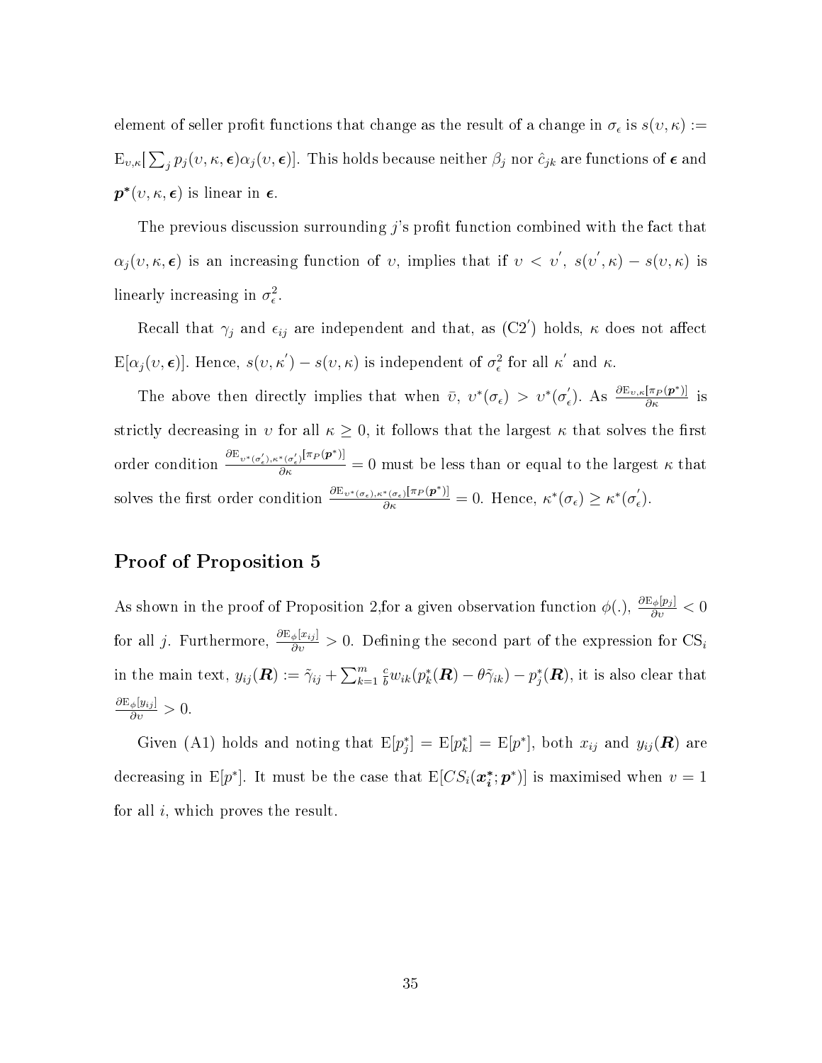element of seller profit functions that change as the result of a change in $\sigma_\epsilon$ is $s(\upsilon, \kappa) := \mathrm{E}_{\upsilon,\kappa}[\sum_j p_j(\upsilon, \kappa, \boldsymbol{\epsilon})\alpha_j(\upsilon, \boldsymbol{\epsilon})]$. This holds because neither $\beta_j$ nor $\hat{c}_{jk}$ are functions of $\boldsymbol{\epsilon}$ and $\boldsymbol{p^*}(\upsilon, \kappa, \boldsymbol{\epsilon})$ is linear in $\boldsymbol{\epsilon}$.

The previous discussion surrounding $j$'s profit function combined with the fact that $\alpha_j(\upsilon, \kappa, \boldsymbol{\epsilon})$ is an increasing function of $\upsilon$, implies that if $\upsilon < \upsilon'$, $s(\upsilon', \kappa) - s(\upsilon, \kappa)$ is linearly increasing in $\sigma_\epsilon^2$.

Recall that $\gamma_j$ and $\epsilon_{ij}$ are independent and that, as (C2$'$) holds, $\kappa$ does not affect $\mathrm{E}[\alpha_j(\upsilon, \boldsymbol{\epsilon})]$. Hence, $s(\upsilon, \kappa') - s(\upsilon, \kappa)$ is independent of $\sigma_\epsilon^2$ for all $\kappa'$ and $\kappa$.

The above then directly implies that when $\bar{\upsilon}$, $\upsilon^*(\sigma_\epsilon) > \upsilon^*(\sigma_\epsilon')$. As $\frac{\partial \mathrm{E}_{\upsilon,\kappa}[\pi_P(\boldsymbol{p}^*)]}{\partial \kappa}$ is strictly decreasing in $\upsilon$ for all $\kappa \geq 0$, it follows that the largest $\kappa$ that solves the first order condition $\frac{\partial \mathrm{E}_{\upsilon^*(\sigma_\epsilon'),\kappa^*(\sigma_\epsilon')}[\pi_P(\boldsymbol{p}^*)]}{\partial \kappa} = 0$ must be less than or equal to the largest $\kappa$ that solves the first order condition $\frac{\partial \mathrm{E}_{\upsilon^*(\sigma_\epsilon),\kappa^*(\sigma_\epsilon)}[\pi_P(\boldsymbol{p}^*)]}{\partial \kappa} = 0$. Hence, $\kappa^*(\sigma_\epsilon) \geq \kappa^*(\sigma_\epsilon')$.

## Proof of Proposition 5

As shown in the proof of Proposition 2,for a given observation function $\phi(.)$, $\frac{\partial \mathrm{E}_\phi[p_j]}{\partial \upsilon} < 0$ for all $j$. Furthermore, $\frac{\partial \mathrm{E}_\phi[x_{ij}]}{\partial \upsilon} > 0$. Defining the second part of the expression for $\mathrm{CS}_i$ in the main text, $y_{ij}(\boldsymbol{R}) := \tilde{\gamma}_{ij} + \sum_{k=1}^m \frac{c}{b} w_{ik}(p_k^*(\boldsymbol{R}) - \theta\tilde{\gamma}_{ik}) - p_j^*(\boldsymbol{R})$, it is also clear that $\frac{\partial \mathrm{E}_\phi[y_{ij}]}{\partial \upsilon} > 0$.

Given (A1) holds and noting that $\mathrm{E}[p_j^*] = \mathrm{E}[p_k^*] = \mathrm{E}[p^*]$, both $x_{ij}$ and $y_{ij}(\boldsymbol{R})$ are decreasing in $\mathrm{E}[p^*]$. It must be the case that $\mathrm{E}[CS_i(\boldsymbol{x_i^*}; \boldsymbol{p}^*)]$ is maximised when $\upsilon = 1$ for all $i$, which proves the result.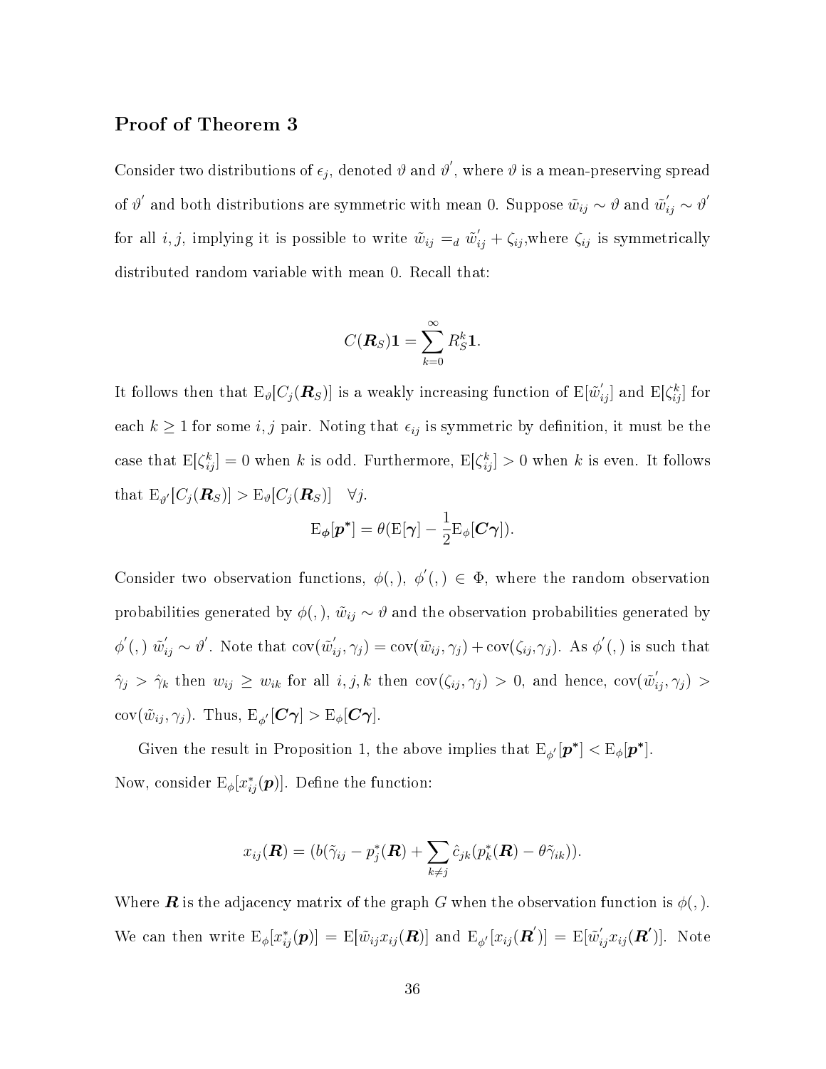### Proof of Theorem 3

Consider two distributions of $\epsilon_j$, denoted $\vartheta$ and $\vartheta^{'}$, where $\vartheta$ is a mean-preserving spread of $\vartheta^{'}$ and both distributions are symmetric with mean 0. Suppose $\tilde{w}_{ij} \sim \vartheta$ and $\tilde{w}_{ij}^{'} \sim \vartheta^{'}$ for all $i, j$, implying it is possible to write $\tilde{w}_{ij} =_d \tilde{w}_{ij}^{'} + \zeta_{ij}$,where $\zeta_{ij}$ is symmetrically distributed random variable with mean 0. Recall that:

$$C(\boldsymbol{R}_S)\mathbf{1} = \sum_{k=0}^{\infty} R_S^k \mathbf{1}.$$

It follows then that $\mathrm{E}_{\vartheta}[C_j(\boldsymbol{R}_S)]$ is a weakly increasing function of $\mathrm{E}[\tilde{w}_{ij}^{'}]$ and $\mathrm{E}[\zeta_{ij}^k]$ for each $k \geq 1$ for some $i, j$ pair. Noting that $\epsilon_{ij}$ is symmetric by definition, it must be the case that $\mathrm{E}[\zeta_{ij}^k] = 0$ when $k$ is odd. Furthermore, $\mathrm{E}[\zeta_{ij}^k] > 0$ when $k$ is even. It follows that $\mathrm{E}_{\vartheta'}[C_j(\boldsymbol{R}_S)] > \mathrm{E}_{\vartheta}[C_j(\boldsymbol{R}_S)] \quad \forall j$.

$$\mathrm{E}_{\boldsymbol{\phi}}[\boldsymbol{p}^*] = \theta(\mathrm{E}[\boldsymbol{\gamma}] - \frac{1}{2}\mathrm{E}_{\phi}[\boldsymbol{C\gamma}]).$$

Consider two observation functions, $\phi(,)$, $\phi^{'}(,) \in \Phi$, where the random observation probabilities generated by $\phi(,)$, $\tilde{w}_{ij} \sim \vartheta$ and the observation probabilities generated by $\phi^{'}(,)$ $\tilde{w}_{ij}^{'} \sim \vartheta^{'}$. Note that $\mathrm{cov}(\tilde{w}_{ij}^{'}, \gamma_j) = \mathrm{cov}(\tilde{w}_{ij}, \gamma_j) + \mathrm{cov}(\zeta_{ij}, \gamma_j)$. As $\phi^{'}(,)$ is such that $\hat{\gamma}_j > \hat{\gamma}_k$ then $w_{ij} \geq w_{ik}$ for all $i, j, k$ then $\mathrm{cov}(\zeta_{ij}, \gamma_j) > 0$, and hence, $\mathrm{cov}(\tilde{w}_{ij}^{'}, \gamma_j) > \mathrm{cov}(\tilde{w}_{ij}, \gamma_j)$. Thus, $\mathrm{E}_{\phi'}[\boldsymbol{C\gamma}] > \mathrm{E}_{\phi}[\boldsymbol{C\gamma}]$.

Given the result in Proposition 1, the above implies that $\mathrm{E}_{\phi'}[\boldsymbol{p}^*] < \mathrm{E}_{\phi}[\boldsymbol{p}^*]$.
Now, consider $\mathrm{E}_{\phi}[x_{ij}^*(\boldsymbol{p})]$. Define the function:

$$x_{ij}(\boldsymbol{R}) = (b(\tilde{\gamma}_{ij} - p_j^*(\boldsymbol{R}) + \sum_{k \neq j} \hat{c}_{jk}(p_k^*(\boldsymbol{R}) - \theta\tilde{\gamma}_{ik})).$$

Where $\boldsymbol{R}$ is the adjacency matrix of the graph $G$ when the observation function is $\phi(,)$. We can then write $\mathrm{E}_{\phi}[x_{ij}^*(\boldsymbol{p})] = \mathrm{E}[\tilde{w}_{ij} x_{ij}(\boldsymbol{R})]$ and $\mathrm{E}_{\phi'}[x_{ij}(\boldsymbol{R}^{'})] = \mathrm{E}[\tilde{w}_{ij}^{'} x_{ij}(\boldsymbol{R'})]$. Note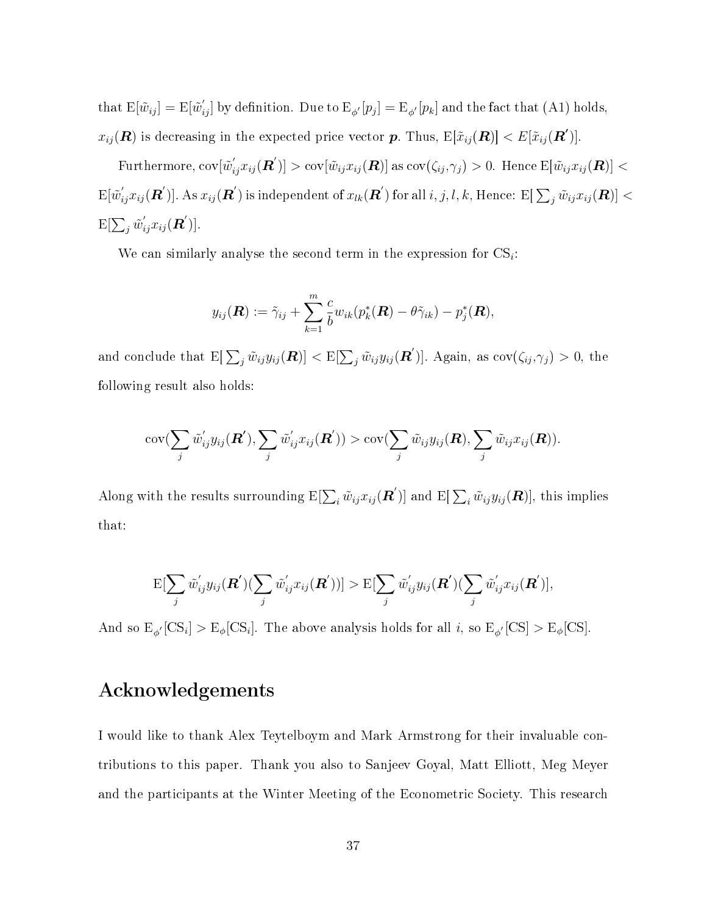that $\mathrm{E}[\tilde{w}_{ij}] = \mathrm{E}[\tilde{w}_{ij}^{'}]$ by definition. Due to $\mathrm{E}_{\phi'}[p_j] = \mathrm{E}_{\phi'}[p_k]$ and the fact that (A1) holds, $x_{ij}(\boldsymbol{R})$ is decreasing in the expected price vector $\boldsymbol{p}$. Thus, $\mathrm{E}[\tilde{x}_{ij}(\boldsymbol{R})] < E[\tilde{x}_{ij}(\boldsymbol{R'})]$.

Furthermore, $\mathrm{cov}[\tilde{w}_{ij}^{'} x_{ij}(\boldsymbol{R}^{'})] > \mathrm{cov}[\tilde{w}_{ij} x_{ij}(\boldsymbol{R})]$ as $\mathrm{cov}(\zeta_{ij}, \gamma_j) > 0$. Hence $\mathrm{E}[\tilde{w}_{ij} x_{ij}(\boldsymbol{R})] < \mathrm{E}[\tilde{w}_{ij}^{'} x_{ij}(\boldsymbol{R}^{'})]$. As $x_{ij}(\boldsymbol{R}^{'})$ is independent of $x_{lk}(\boldsymbol{R}^{'})$ for all $i, j, l, k$, Hence: $\mathrm{E}[\sum_j \tilde{w}_{ij} x_{ij}(\boldsymbol{R})] < \mathrm{E}[\sum_j \tilde{w}_{ij}^{'} x_{ij}(\boldsymbol{R}^{'})]$.

We can similarly analyse the second term in the expression for $\mathrm{CS}_i$:

$$y_{ij}(\boldsymbol{R}) := \tilde{\gamma}_{ij} + \sum_{k=1}^{m} \frac{c}{b} w_{ik}(p_k^*(\boldsymbol{R}) - \theta \tilde{\gamma}_{ik}) - p_j^*(\boldsymbol{R}),$$

and conclude that $\mathrm{E}[\sum_j \tilde{w}_{ij} y_{ij}(\boldsymbol{R})] < \mathrm{E}[\sum_j \tilde{w}_{ij} y_{ij}(\boldsymbol{R}^{'})]$. Again, as $\mathrm{cov}(\zeta_{ij}, \gamma_j) > 0$, the following result also holds:

$$\mathrm{cov}(\sum_j \tilde{w}_{ij}^{'} y_{ij}(\boldsymbol{R}^{'}), \sum_j \tilde{w}_{ij}^{'} x_{ij}(\boldsymbol{R}^{'})) > \mathrm{cov}(\sum_j \tilde{w}_{ij} y_{ij}(\boldsymbol{R}), \sum_j \tilde{w}_{ij} x_{ij}(\boldsymbol{R})).$$

Along with the results surrounding $\mathrm{E}[\sum_i \tilde{w}_{ij} x_{ij}(\boldsymbol{R}^{'})]$ and $\mathrm{E}[\sum_i \tilde{w}_{ij} y_{ij}(\boldsymbol{R})]$, this implies that:

$$\mathrm{E}[\sum_j \tilde{w}_{ij}^{'} y_{ij}(\boldsymbol{R}^{'})(\sum_j \tilde{w}_{ij}^{'} x_{ij}(\boldsymbol{R}^{'}))] > \mathrm{E}[\sum_j \tilde{w}_{ij}^{'} y_{ij}(\boldsymbol{R}^{'})(\sum_j \tilde{w}_{ij}^{'} x_{ij}(\boldsymbol{R}^{'})],$$

And so $\mathrm{E}_{\phi'}[\mathrm{CS}_i] > \mathrm{E}_{\phi}[\mathrm{CS}_i]$. The above analysis holds for all $i$, so $\mathrm{E}_{\phi'}[\mathrm{CS}] > \mathrm{E}_{\phi}[\mathrm{CS}]$.

## Acknowledgements

I would like to thank Alex Teytelboym and Mark Armstrong for their invaluable contributions to this paper. Thank you also to Sanjeev Goyal, Matt Elliott, Meg Meyer and the participants at the Winter Meeting of the Econometric Society. This research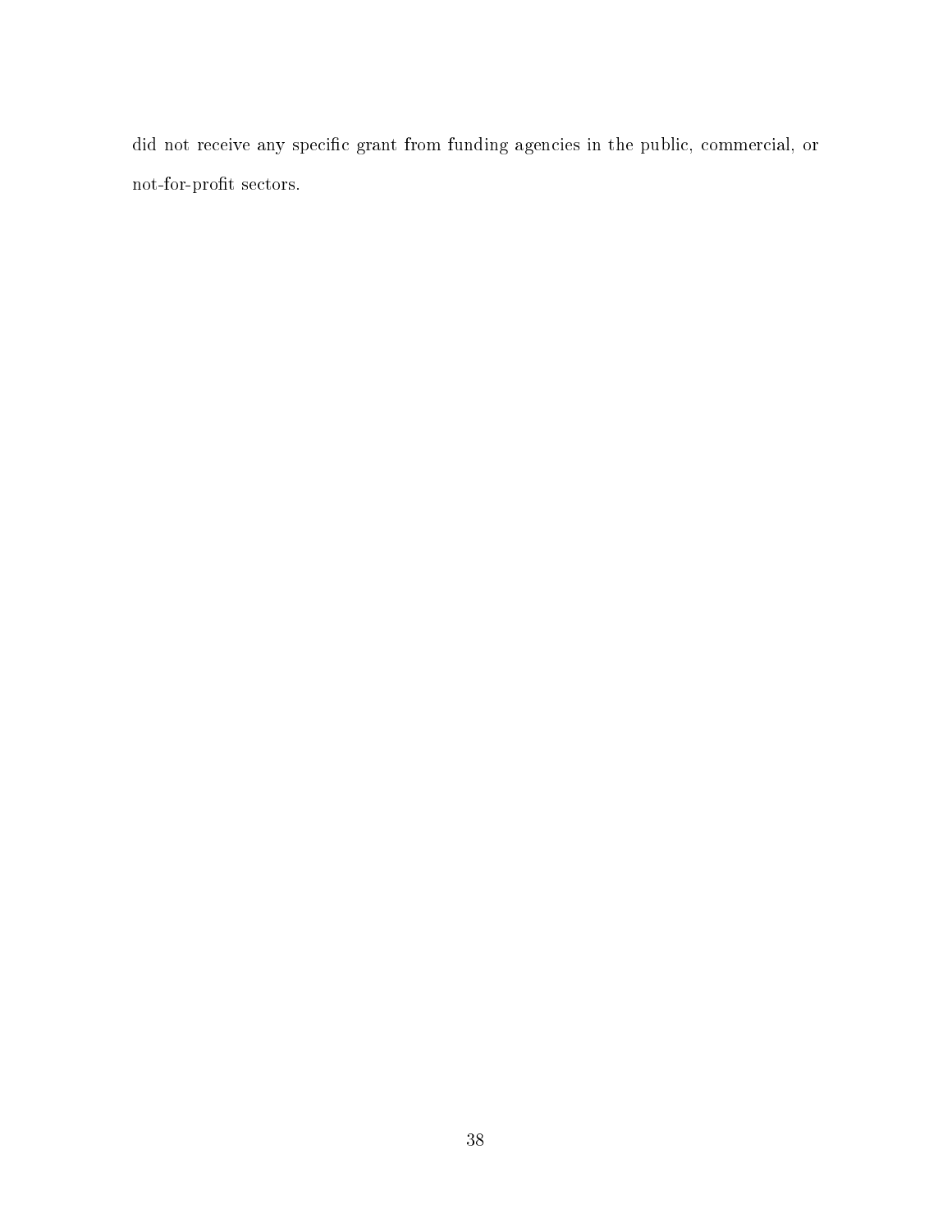did not receive any specific grant from funding agencies in the public, commercial, or not-for-profit sectors.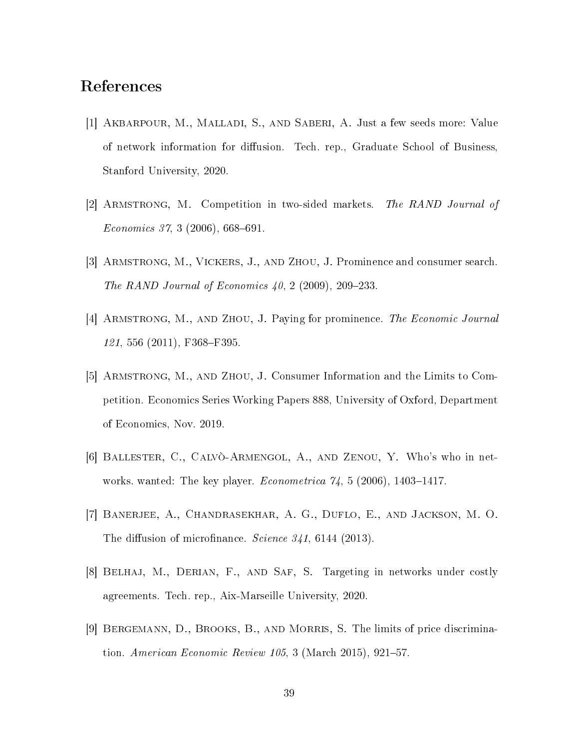# References

[1] Akbarpour, M., Malladi, S., and Saberi, A. Just a few seeds more: Value of network information for diffusion. Tech. rep., Graduate School of Business, Stanford University, 2020.

[2] Armstrong, M. Competition in two-sided markets. *The RAND Journal of Economics 37*, 3 (2006), 668–691.

[3] Armstrong, M., Vickers, J., and Zhou, J. Prominence and consumer search. *The RAND Journal of Economics 40*, 2 (2009), 209–233.

[4] Armstrong, M., and Zhou, J. Paying for prominence. *The Economic Journal 121*, 556 (2011), F368–F395.

[5] Armstrong, M., and Zhou, J. Consumer Information and the Limits to Competition. Economics Series Working Papers 888, University of Oxford, Department of Economics, Nov. 2019.

[6] Ballester, C., Calvò-Armengol, A., and Zenou, Y. Who's who in networks. wanted: The key player. *Econometrica 74*, 5 (2006), 1403–1417.

[7] Banerjee, A., Chandrasekhar, A. G., Duflo, E., and Jackson, M. O. The diffusion of microfinance. *Science 341*, 6144 (2013).

[8] Belhaj, M., Derian, F., and Saf, S. Targeting in networks under costly agreements. Tech. rep., Aix-Marseille University, 2020.

[9] Bergemann, D., Brooks, B., and Morris, S. The limits of price discrimination. *American Economic Review 105*, 3 (March 2015), 921–57.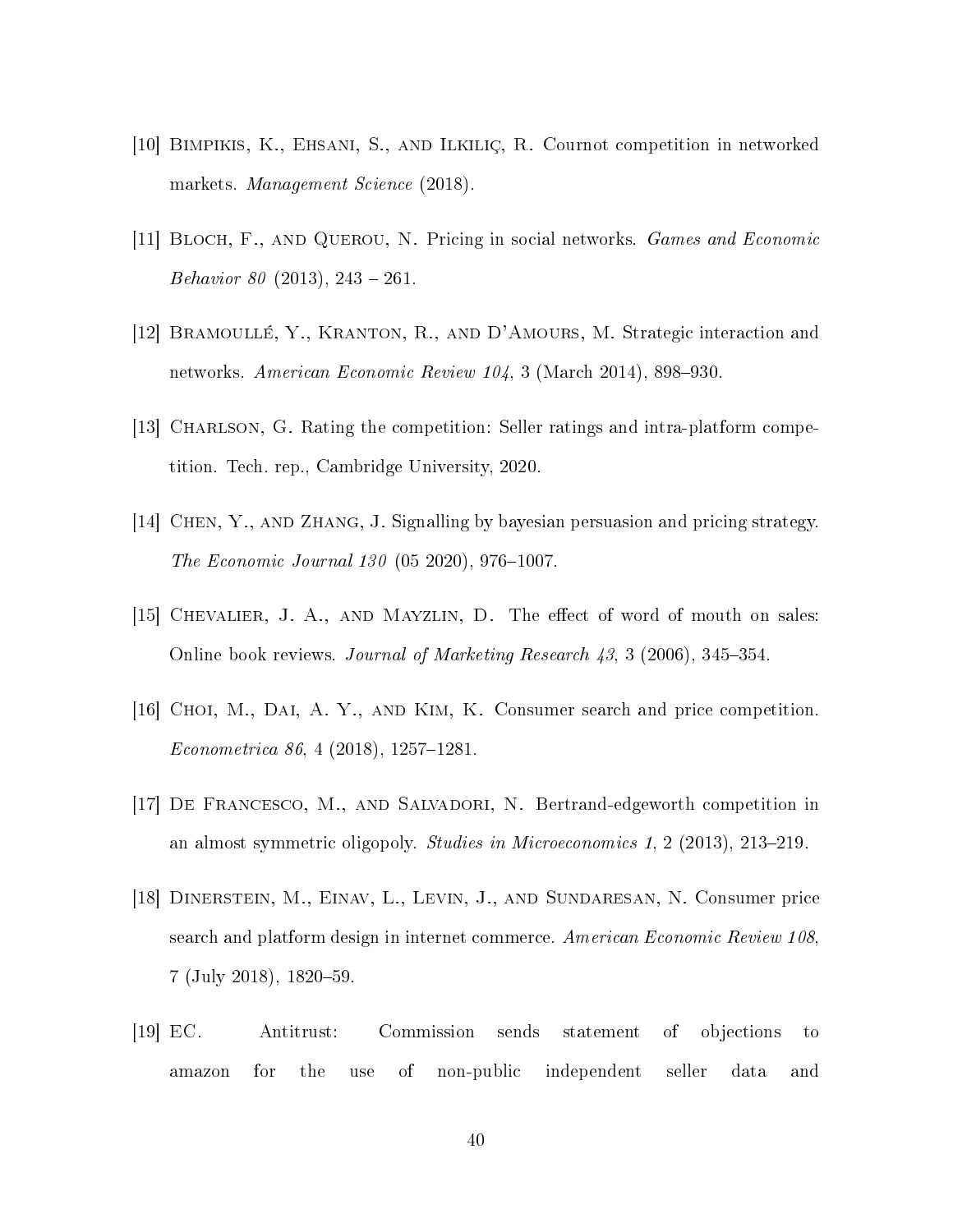[10] Bimpikis, K., Ehsani, S., and Ilkiliç, R. Cournot competition in networked markets. *Management Science* (2018).

[11] Bloch, F., and Querou, N. Pricing in social networks. *Games and Economic Behavior 80* (2013), 243 – 261.

[12] Bramoullé, Y., Kranton, R., and D'Amours, M. Strategic interaction and networks. *American Economic Review 104*, 3 (March 2014), 898–930.

[13] Charlson, G. Rating the competition: Seller ratings and intra-platform competition. Tech. rep., Cambridge University, 2020.

[14] Chen, Y., and Zhang, J. Signalling by bayesian persuasion and pricing strategy. *The Economic Journal 130* (05 2020), 976–1007.

[15] Chevalier, J. A., and Mayzlin, D. The effect of word of mouth on sales: Online book reviews. *Journal of Marketing Research 43*, 3 (2006), 345–354.

[16] Choi, M., Dai, A. Y., and Kim, K. Consumer search and price competition. *Econometrica 86*, 4 (2018), 1257–1281.

[17] De Francesco, M., and Salvadori, N. Bertrand-edgeworth competition in an almost symmetric oligopoly. *Studies in Microeconomics 1*, 2 (2013), 213–219.

[18] Dinerstein, M., Einav, L., Levin, J., and Sundaresan, N. Consumer price search and platform design in internet commerce. *American Economic Review 108*, 7 (July 2018), 1820–59.

[19] EC. Antitrust: Commission sends statement of objections to amazon for the use of non-public independent seller data and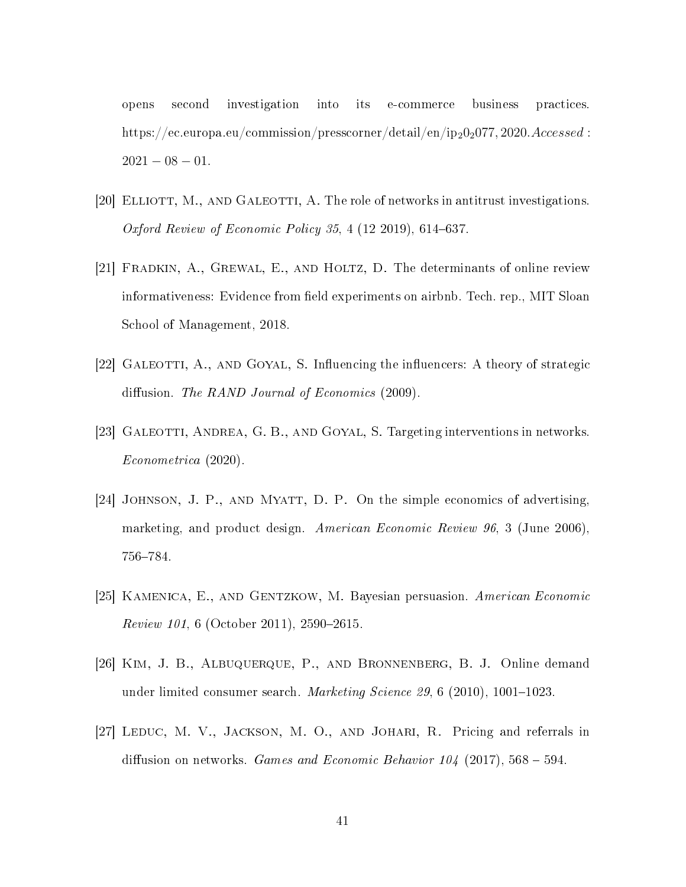opens second investigation into its e-commerce business practices. https://ec.europa.eu/commission/presscorner/detail/en/ip$_2$0$_2$077, 2020.*Accessed* : $2021 - 08 - 01$.

[20] Elliott, M., and Galeotti, A. The role of networks in antitrust investigations. *Oxford Review of Economic Policy 35*, 4 (12 2019), 614–637.

[21] Fradkin, A., Grewal, E., and Holtz, D. The determinants of online review informativeness: Evidence from field experiments on airbnb. Tech. rep., MIT Sloan School of Management, 2018.

[22] Galeotti, A., and Goyal, S. Influencing the influencers: A theory of strategic diffusion. *The RAND Journal of Economics* (2009).

[23] Galeotti, Andrea, G. B., and Goyal, S. Targeting interventions in networks. *Econometrica* (2020).

[24] Johnson, J. P., and Myatt, D. P. On the simple economics of advertising, marketing, and product design. *American Economic Review 96*, 3 (June 2006), 756–784.

[25] Kamenica, E., and Gentzkow, M. Bayesian persuasion. *American Economic Review 101*, 6 (October 2011), 2590–2615.

[26] Kim, J. B., Albuquerque, P., and Bronnenberg, B. J. Online demand under limited consumer search. *Marketing Science 29*, 6 (2010), 1001–1023.

[27] Leduc, M. V., Jackson, M. O., and Johari, R. Pricing and referrals in diffusion on networks. *Games and Economic Behavior 104* (2017), 568 – 594.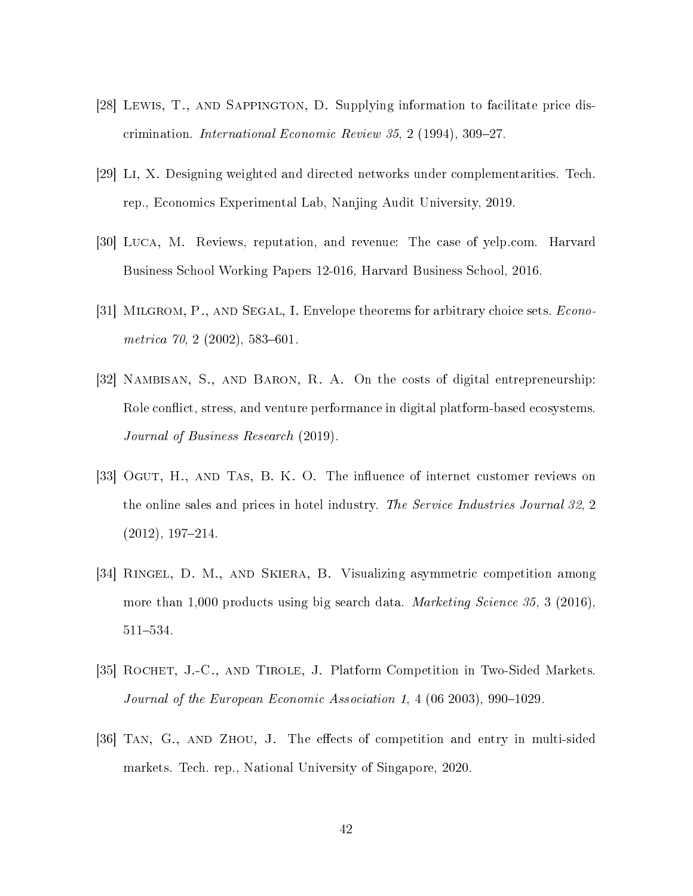[28] Lewis, T., and Sappington, D. Supplying information to facilitate price discrimination. *International Economic Review 35*, 2 (1994), 309–27.

[29] Li, X. Designing weighted and directed networks under complementarities. Tech. rep., Economics Experimental Lab, Nanjing Audit University, 2019.

[30] Luca, M. Reviews, reputation, and revenue: The case of yelp.com. Harvard Business School Working Papers 12-016, Harvard Business School, 2016.

[31] Milgrom, P., and Segal, I. Envelope theorems for arbitrary choice sets. *Econometrica 70*, 2 (2002), 583–601.

[32] Nambisan, S., and Baron, R. A. On the costs of digital entrepreneurship: Role conflict, stress, and venture performance in digital platform-based ecosystems. *Journal of Business Research* (2019).

[33] Ogut, H., and Tas, B. K. O. The influence of internet customer reviews on the online sales and prices in hotel industry. *The Service Industries Journal 32*, 2 (2012), 197–214.

[34] Ringel, D. M., and Skiera, B. Visualizing asymmetric competition among more than 1,000 products using big search data. *Marketing Science 35*, 3 (2016), 511–534.

[35] Rochet, J.-C., and Tirole, J. Platform Competition in Two-Sided Markets. *Journal of the European Economic Association 1*, 4 (06 2003), 990–1029.

[36] Tan, G., and Zhou, J. The effects of competition and entry in multi-sided markets. Tech. rep., National University of Singapore, 2020.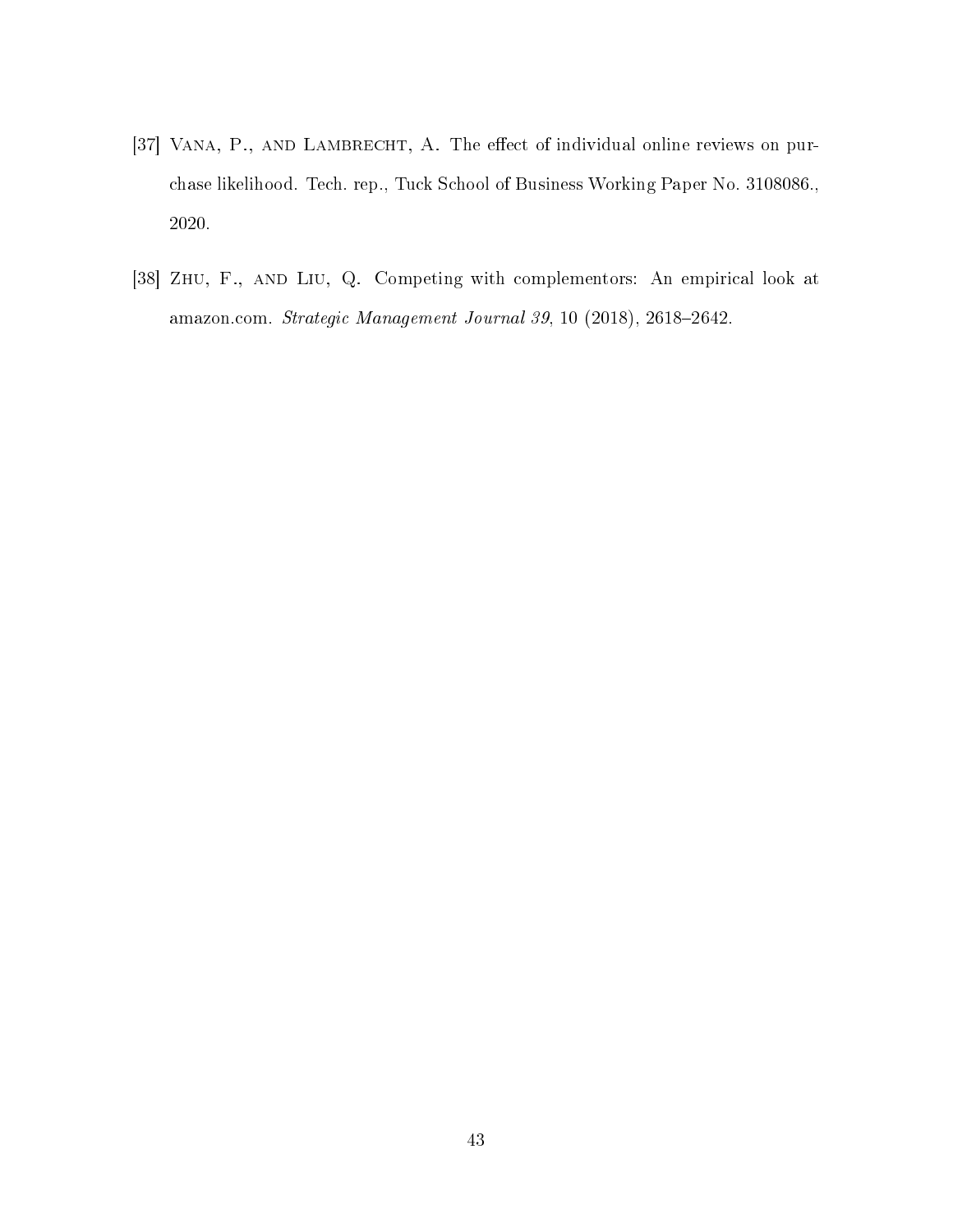[37] Vana, P., and Lambrecht, A. The effect of individual online reviews on purchase likelihood. Tech. rep., Tuck School of Business Working Paper No. 3108086., 2020.

[38] Zhu, F., and Liu, Q. Competing with complementors: An empirical look at amazon.com. *Strategic Management Journal 39*, 10 (2018), 2618–2642.